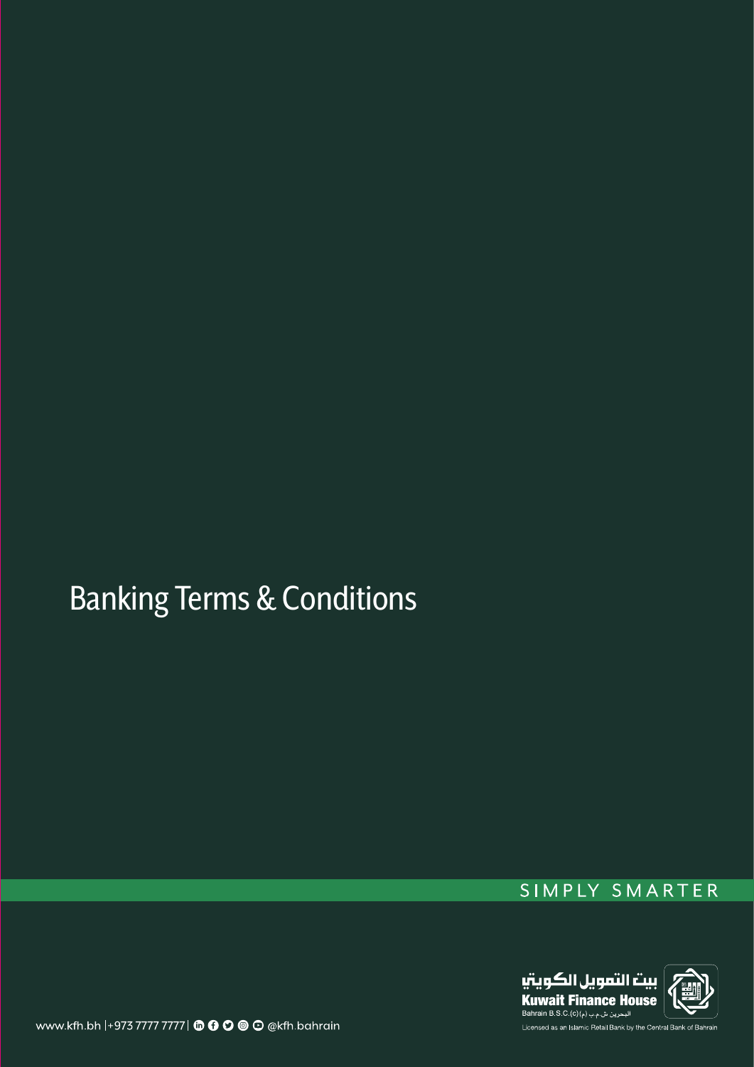# Banking Terms & Conditions

SIMPLY SMARTER

بيت التمويل الكويتي
Kuwait Finance House
Bahrain B.S.C.(c) البحرين ش.م.ب (م)

Licensed as an Islamic Retail Bank by the Central Bank of Bahrain

www.kfh.bh |+973 7777 7777| @kfh.bahrain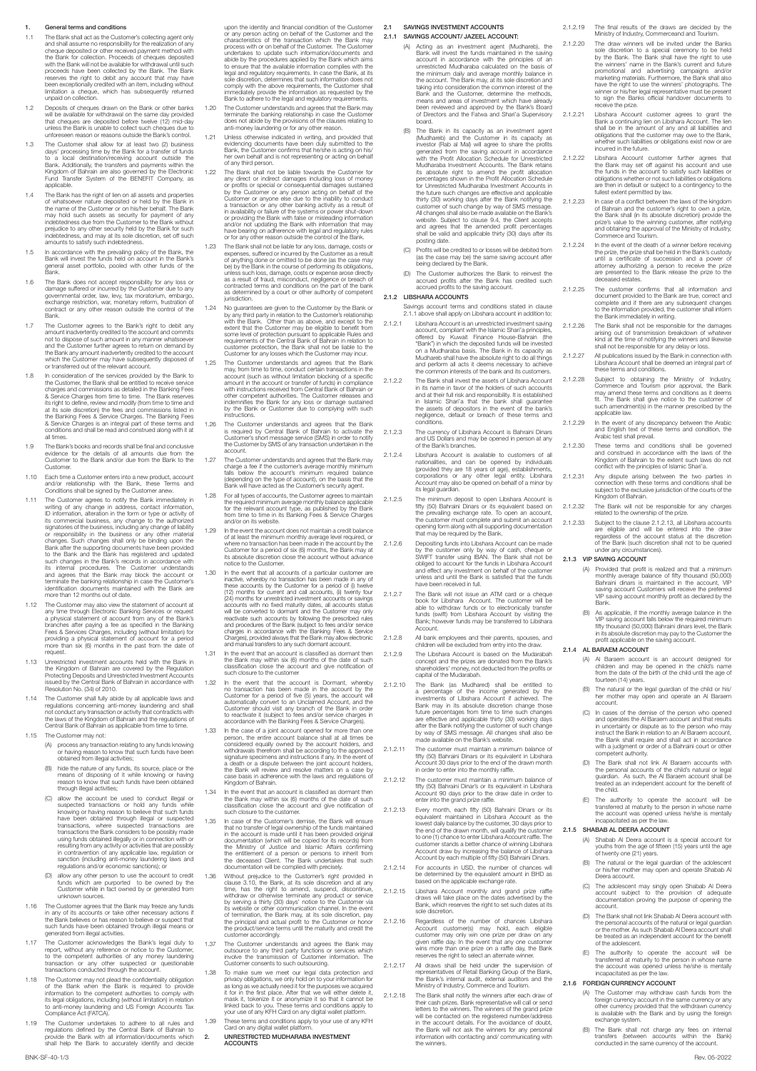## 1. General terms and conditions

1.1 The Bank shall act as the Customer's collecting agent only and shall assume no responsibility for the realization of any cheque deposited or other received payment method with the Bank for collection. Proceeds of cheques deposited with the Bank will not be available for withdrawal until such proceeds have been collected by the Bank. The Bank reserves the right to debit any account that may have been exceptionally credited with an item, including without limitation a cheque, which has subsequently returned unpaid on collection.

1.2 Deposits of cheques drawn on the Bank or other banks will be available for withdrawal on the same day provided that cheques are deposited before twelve (12) mid-day unless the Bank is unable to collect such cheques due to unforeseen reason or reasons outside the Bank's control.

1.3 The Customer shall allow for at least two (2) business days' processing time by the Bank for a transfer of funds to a local destination/receiving account outside the Bank. Additionally, the transfers and payments within the Kingdom of Bahrain are also governed by the Electronic Fund Transfer System of the BENEFIT Company, as applicable.

1.4 The Bank has the right of lien on all assets and properties of whatsoever nature deposited or held by the Bank in the name of the Customer or on his/her behalf. The Bank may hold such assets as security for payment of any indebtedness due from the Customer to the Bank without prejudice to any other security held by the Bank for such indebtedness, and may at its sole discretion, set off such amounts to satisfy such indebtedness.

1.5 In accordance with the prevailing policy of the Bank, the Bank will invest the funds held on account in the Bank's general asset portfolio, pooled with other funds of the Bank.

1.6 The Bank does not accept responsibility for any loss or damage suffered or incurred by the Customer due to any governmental order, law, levy, tax moratorium, embargo, exchange restriction, war, monetary reform, frustration of contract or any other reason outside the control of the Bank.

1.7 The Customer agrees to the Bank's right to debit any amount inadvertently credited to the account and commits not to dispose of such amount in any manner whatsoever and the Customer further agrees to return on demand by the Bank any amount inadvertently credited to the account which the Customer may have subsequently disposed of or transferred out of the relevant account.

1.8 In consideration of the services provided by the Bank to the Customer, the Bank shall be entitled to receive service charges and commissions as detailed in the Banking Fees & Service Charges from time to time. The Bank reserves its right to define, review and modify (from time to time and at its sole discretion) the fees and commissions listed in the Banking Fees & Service Charges. The Banking Fees & Service Charges is an integral part of these terms and conditions and shall be read and construed along with it at all times.

1.9 The Bank's books and records shall be final and conclusive evidence for the details of all amounts due from the Customer to the Bank and/or due from the Bank to the Customer.

1.10 Each time a Customer enters into a new product, account and/or relationship with the Bank, these Terms and Conditions shall be signed by the Customer anew.

1.11 The Customer agrees to notify the Bank immediately in writing of any change in address, contact information, ID information, alteration in the form or type of activity of its commercial business, any change to the authorized signatories of the business, including any change of liability or responsibility in the business or any other material changes. Such changes shall only be binding upon the Bank after the supporting documents have been provided to the Bank and the Bank has registered and updated such changes in the Bank's records in accordance with its internal procedures. The Customer understands and agrees that the Bank may block the account or terminate the banking relationship in case the Customer's identification documents maintained with the Bank are more than 12 months out of date.

1.12 The Customer may also view the statement of account at any time through Electronic Banking Services or request a physical statement of account from any of the Bank's branches after paying a fee as specified in the Banking Fees & Services Charges, including (without limitation) for providing a physical statement of account for a period more than six (6) months in the past from the date of request.

1.13 Unrestricted investment accounts held with the Bank in the Kingdom of Bahrain are covered by the Regulation Protecting Deposits and Unrestricted Investment Accounts issued by the Central Bank of Bahrain in accordance with Resolution No. (34) of 2010.

1.14 The Customer shall abide by all applicable laws and regulations concerning anti-money laundering and shall not conduct any transaction or activity that contradicts with the laws of the Kingdom of Bahrain and the regulations of Central Bank of Bahrain as applicable from time to time.

1.15 The Customer may not:

(A) process any transaction relating to any funds knowing or having reason to know that such funds have been obtained from illegal activities;

(B) hide the nature of any funds, its source, place or the means of disposing of it while knowing or having reason to know that such funds have been obtained through illegal activities;

(C) allow the account be used to conduct illegal or suspected transactions or hold any funds while knowing or having reason to believe that such funds have been obtained through illegal or suspected transactions, where suspected transactions are transactions the Bank considers to be possibly made using funds obtained illegally or in connection with or resulting from any activity or activities that are possibly in contravention of any applicable law, regulation or sanction (including anti-money laundering laws and regulations and/or economic sanctions); or

(D) allow any other person to use the account to credit funds which are purported to be owned by the Customer while in fact owned by or generated from unknown sources.

1.16 The Customer agrees that the Bank may freeze any funds in any of its accounts or take other necessary actions if the Bank believes or has reason to believe or suspect that such funds have been obtained through illegal means or generated from illegal activities.

1.17 The Customer acknowledges the Bank's legal duty to report, without any reference or notice to the Customer, to the competent authorities of any money laundering transaction or any other suspected or questionable transactions conducted through the account.

1.18 The Customer may not plead the confidentiality obligation of the Bank when the Bank is required to provide information to the competent authorities to comply with its legal obligations, including (without limitation) in relation to anti-money laundering and US Foreign Accounts Tax Compliance Act (FATCA).

1.19 The Customer undertakes to adhere to all rules and regulations defined by the Central Bank of Bahrain to provide the Bank with all information/documents which shall help the Bank to accurately identify and decide upon the identity and financial condition of the Customer or any person acting on behalf of the Customer and the characteristics of the transaction which the Bank may process with or on behalf of the Customer. The Customer undertakes to update such information/documents and abide by the procedures applied by the Bank which aims to ensure that the available information complies with the legal and regulatory requirements. In case the Bank, at its sole discretion, determines that such information does not comply with the above requirements, the Customer shall immediately provide the information as requested by the Bank to adhere to the legal and regulatory requirements.

1.20 The Customer understands and agrees that the Bank may terminate the banking relationship in case the Customer does not abide by the provisions of the clauses relating to anti-money laundering or for any other reason.

1.21 Unless otherwise indicated in writing, and provided that evidencing documents have been duly submitted to the Bank, the Customer confirms that he/she is acting on his/her own behalf and is not representing or acting on behalf of any third person.

1.22 The Bank shall not be liable towards the Customer for any direct or indirect damages including loss of money or profits or special or consequential damages sustained by the Customer or any person acting on behalf of the Customer or anyone else due to the inability to conduct a transaction or any other banking activity as a result of in availability or failure of the systems or power shut-down or providing the Bank with false or misleading information and/or not updating the Bank with information that may have bearing on adherence with legal and regulatory rules or for any other reason outside the control of the Bank.

1.23 The Bank shall not be liable for any loss, damage, costs or expenses, suffered or incurred by the Customer as a result of anything done or omitted to be done (as the case may be) by the Bank in the course of performing its obligations, unless such loss, damage, costs or expense arose directly as a result of fraud, misconduct, negligence or breach of contracted terms and conditions on the part of the bank as determined by a court or other authority of competent jurisdiction.

1.24 No guarantees are given to the Customer by the Bank or by any third party in relation to the Customer's relationship with the Bank. Other than as above, and except to the extent that the Customer may be eligible to benefit from some level of protection pursuant to applicable Rules and requirements of the Central Bank of Bahrain in relation to customer protection, the Bank shall not be liable to the Customer for any losses which the Customer may incur.

1.25 The Customer understands and agrees that the Bank may, from time to time, conduct certain transactions in the account (such as without limitation blocking of a specific amount in the account or transfer of funds) in compliance with instructions received from Central Bank of Bahrain or other competent authorities. The Customer releases and indemnifies the Bank for any loss or damage sustained by the Bank or Customer due to complying with such instructions.

1.26 The Customer understands and agrees that the Bank is required by Central Bank of Bahrain to activate the Customer's short message service (SMS) in order to notify the Customer by SMS of any transaction undertaken in the account.

1.27 The Customer understands and agrees that the Bank may charge a fee if the customer's average monthly minimum falls below the account's minimum required balance (depending on the type of account), on the basis that the Bank will have acted as the Customer's security agent.

1.28 For all types of accounts, the Customer agrees to maintain the required minimum average monthly balance applicable for the relevant account type, as published by the Bank from time to time in its Banking Fees & Service Charges and/or on its website.

1.29 In the event the account does not maintain a credit balance of at least the minimum monthly average level required, or where no transaction has been made in the account by the Customer for a period of six (6) months, the Bank may at its absolute discretion close the account without advance notice to the Customer.

1.30 In the event that all accounts of a particular customer are inactive, whereby no transaction has been made in any of these accounts by the Customer for a period of (i) twelve (12) months for current and call accounts, (ii) twenty four (24) months for unrestricted investment accounts or savings accounts with no fixed maturity dates, all accounts status will be converted to dormant and the Customer may only reactivate such accounts by following the prescribed rules and procedures of the Bank (subject to fees and/or service charges in accordance with the Banking Fees & Service Charges), provided always that the Bank may allow electronic and manual transfers to any such dormant account.

1.31 In the event that an account is classified as dormant then the Bank may within six (6) months of the date of such classification close the account and give notification of such closure to the customer

1.32 In the event that the account is Dormant, whereby no transaction has been made in the account by the Customer for a period of five (5) years, the account will automatically convert to an Unclaimed Account, and the Customer should visit any branch of the Bank in order to reactivate it (subject to fees and/or service charges in accordance with the Banking Fees & Service Charges).

1.33 In the case of a joint account opened for more than one person, the entire account balance shall at all times be considered equally owned by the account holders, and withdrawals therefrom shall be according to the approved signature specimens and instructions if any. In the event of a death or a dispute between the joint account holders, the Bank will review and resolve matters on a case by case basis in adherence with the laws and regulations of Kingdom of Bahrain.

1.34 In the event that an account is classified as dormant then the Bank may within six (6) months of the date of such classification close the account and give notification of such closure to the customer.

1.35 In case of the Customer's demise, the Bank will ensure that no transfer of legal ownership of the funds maintained in the account is made until it has been provided original documentation (which will be copied for its records) from the Ministry of Justice and Islamic Affairs confirming the entitlement of a person or persons to inherit from the deceased Client. The Bank undertakes that such documentation will be complied with precisely.

1.36 Without prejudice to the Customer's right provided in clause 3.10, the Bank, at its sole discretion and at any time, has the right to amend, suspend, discontinue, withdraw or otherwise terminate any product or service by serving a thirty (30) days' notice to the Customer via its website or other communication channel. In the event of termination, the Bank may, at its sole discretion, pay the principal and actual profit to the Customer or honor the product/service terms until the maturity and credit the customer accordingly.

1.37 The Customer understands and agrees the Bank may outsource to any third party functions or services which involve the transmission of Customer information. The Customer consents to such outsourcing.

1.38 To make sure we meet our legal data protection and privacy obligations, we only hold on to your information for as long as we actually need it for the purposes we acquired it for in the first place. After that we will either delete it, mask it, tokenize it or anonymize it so that it cannot be linked back to you. These terms and conditions apply to your use of any KFH Card on any digital wallet platform.

1.39 These terms and conditions apply to your use of any KFH Card on any digital wallet platform.

## 2. UNRESTRICTED MUDHARABA INVESTMENT ACCOUNTS

### 2.1 SAVINGS INVESTMENT ACCOUNTS

#### 2.1.1 SAVINGS ACCOUNT/ JAZEEL ACCOUNT:

(A) Acting as an investment agent (Mudhareb), the Bank will invest the funds maintained in the saving account in accordance with the principles of an unrestricted Mudharaba calculated on the basis of the minimum daily and average monthly balance in the account. The Bank may, at its sole discretion and taking into consideration the common interest of the Bank and the Customer, determine the methods, means and areas of investment which have already been reviewed and approved by the Bank's Board of Directors and the Fatwa and Shari'a Supervisory board.

(B) The Bank in its capacity as an investment agent (Mudhareb) and the Customer in its capacity as investor (Rab al Mal) will agree to share the profits generated from the saving account in accordance with the Profit Allocation Schedule for Unrestricted Mudharaba Investment Accounts. The Bank retains its absolute right to amend the profit allocation percentages shown in the Profit Allocation Schedule for Unrestricted Mudharaba Investment Accounts in the future such changes are effective and applicable thirty (30) working days after the Bank notifying the customer of such change by way of SMS message. All changes shall also be made available on the Bank's website. Subject to clause 9.4, the Client accepts and agrees that the amended profit percentages shall be valid and applicable thirty (30) days after its posting date.

(C) Profits will be credited to or losses will be debited from (as the case may be) the same saving account after being declared by the Bank.

(D) The Customer authorizes the Bank to reinvest the accrued profits after the Bank has credited such accrued profits to the saving account.

#### 2.1.2 LIBSHARA ACCOUNTS

Savings account terms and conditions stated in clause 2.1.1 above shall apply on Libshara account in addition to:

2.1.2.1 Libshara Account is an unrestricted investment saving account, compliant with the Islamic Shari'a principles, offered by Kuwait Finance House-Bahrain (the "Bank") in which the deposited funds will be invested on a Mudharaba basis. The Bank in its capacity as Mudhareb shall have the absolute right to do all things and perform all acts it deems necessary to achieve the common interests of the bank and its customers.

2.1.2.2 The Bank shall invest the assets of Libshara Account in its name in favor of the holders of such accounts and at their full risk and responsibility. It is established in Islamic Shari'a that the bank shall guarantee the assets of depositors in the event of the bank's negligence, default or breach of these terms and conditions.

2.1.2.3 The currency of Libshara Account is Bahraini Dinars and US Dollars and may be opened in any of the Bank's branches.

2.1.2.4 Libshara Account is available to customers of all nationalities, and can be opened by individuals (provided they are 18 years of age), establishments, corporations or any other legal entity. Libshara Account may also be opened on behalf of a minor by its legal guardian.

2.1.2.5 The minimum deposit to open Libshara Account is fifty (50) Bahraini Dinars or its equivalent based on the prevailing exchange rate. To open an account, the customer must complete and submit an account opening form along with all supporting documentation that may be required by the Bank.

2.1.2.6 Depositing funds into Libshara Account can be made by the customer only by way of cash, cheque or SWIFT transfer using IBAN. The Bank shall not be obliged to account for the funds in Libshara Account and effect any investment on behalf of the customer unless and until the Bank is satisfied that the funds have been received in full.

2.1.2.7 The Bank will not issue an ATM card or a cheque book for Libshara Account. The customer will be able to withdraw funds or to electronically transfer funds (swift) from Libshara Account by visiting the Bank; however funds may be transferred to Libshara Account.

2.1.2.8 All bank employees and their parents, spouses, and children will be excluded from entry into the draw.

2.1.2.9 The Libshara Account is based on the Mudarabah concept and the prizes are donated from the Bank's shareholders' money, not deducted from the profits or capital of the Mudarabah.

2.1.2.10 The Bank (as Mudhareb) shall be entitled to a percentage of the income generated by the investments of Libshara Account if achieved. The Bank may in its absolute discretion change those future percentages from time to time such changes are effective and applicable thirty (30) working days after the Bank notifying the customer of such change by way of SMS message. All changes shall also be made available on the Bank's website.

2.1.2.11 The customer must maintain a minimum balance of fifty (50) Bahraini Dinars or its equivalent in Libshara Account 30 days prior to the end of the drawn month in order to enter into the monthly raffle.

2.1.2.12 The customer must maintain a minimum balance of fifty (50) Bahraini Dinars or its equivalent in Libshara Account 90 days prior to the draw date in order to enter into the grand prize raffle.

2.1.2.13 Every month, each fifty (50) Bahraini Dinars or its equivalent maintained in Libshara Account as the lowest daily balance by the customer, 30 days prior to the end of the drawn month, will qualify the customer to one (1) chance to enter Libshara Account raffle. The customer stands a better chance of winning Libshara Account draw by increasing the balance of Libshara Account by each multiple of fifty (50) Bahraini Dinars.

2.1.2.14 For accounts in USD, the number of chances will be determined by the equivalent amount in BHD as based on the applicable exchange rate.

2.1.2.15 Libshara Account monthly and grand prize raffle draws will take place on the dates advertised by the Bank, which reserves the right to set such dates at its sole discretion.

2.1.2.16 Regardless of the number of chances Libshara Account customer(s) may hold, each eligible customer may only win one prize per draw on any given raffle day. In the event that any one customer wins more than one prize on a raffle day, the Bank reserves the right to select an alternate winner.

2.1.2.17 All draws shall be held under the supervision of representatives of Retail Banking Group of the Bank, the Bank's internal audit, external auditors and the Ministry of Industry, Commerce and Tourism.

2.1.2.18 The Bank shall notify the winners after each draw of their cash prizes. Bank representative will call or send letters to the winners. The winners of the grand prize will be contacted on the registered number/address in the account details. For the avoidance of doubt, the Bank will not ask the winners for any personal information with contacting and/ communicating with the winners.

2.1.2.19 The final results of the draws are decided by the Ministry of Industry, Commerceand and Tourism.

2.1.2.20 The draw winners will be invited under the Banks sole discretion to a special ceremony to be held by the Bank. The Bank shall have the right to use the winners' name in the Bank's current and future promotional and advertising campaigns and/or marketing materials. Furthermore, the Bank shall also have the right to use the winners' photographs. The winner or his/her legal representative must be present to sign the Banks official handover documents to receive the prize.

2.1.2.21 Libshara Account customer agrees to grant the Bank a continuing lien on Libshara Account. The lien shall be in the amount of any and all liabilities and obligations that the customer may owe to the Bank, whether such liabilities or obligations exist now or are incurred in the future.

2.1.2.22 Libshara Account customer further agrees that the Bank may set off against his account and use the funds in the account to satisfy such liabilities or obligations whether or not such liabilities or obligations are then in default or subject to a contingency to the fullest extent permitted by law.

2.1.2.23 In case of a conflict between the laws of the Kingdom of Bahrain and the customer's right to own a prize, the Bank shall (in its absolute discretion) provide the prize's value to the winning customer, after notifying and obtaining the approval of the Ministry of Industry, Commerce and Tourism.

2.1.2.24 In the event of the death of a winner before receiving the prize, the prize shall be held in the Bank's custody until a certificate of succession and a power of attorney authorizing a person to receive the prize are presented to the Bank release the prize to the deceased estates.

2.1.2.25 The customer confirms that all information and document provided to the Bank are true, correct and complete and if there are any subsequent changes to the information provided, the customer shall inform the Bank immediately in writing.

2.1.2.26 The Bank shall not be responsible for the damages arising out of transmission breakdown of whatever kind at the time of notifying the winners and likewise shall not be responsible for any delay or loss.

2.1.2.27 All publications issued by the Bank in connection with Libshara Account shall be deemed an integral part of these terms and conditions.

2.1.2.28 Subject to obtaining the Ministry of Industry, Commerce and Tourism prior approval, the Bank may amend these terms and conditions as it deems fit. The Bank shall give notice to the customer of such amendment(s) in the manner prescribed by the applicable law.

2.1.2.29 In the event of any discrepancy between the Arabic and English text of these terms and condition, the Arabic text shall prevail.

2.1.2.30 These terms and conditions shall be governed and construed in accordance with the laws of the Kingdom of Bahrain to the extent such laws do not conflict with the principles of Islamic Shari'a.

2.1.2.31 Any dispute arising between the two parties in connection with these terms and conditions shall be subject to the exclusive jurisdiction of the courts of the Kingdom of Bahrain.

2.1.2.32 The Bank will not be responsible for any charges related to the ownership of the prize.

2.1.2.33 Subject to the clause 2.1.2.13, all Libshara accounts are eligible and will be entered into the draw regardless of the account status at the discretion of the Bank (such discretion shall not to be queried under any circumstances).

#### 2.1.3 VIP SAVING ACCOUNT

(A) Provided that profit is realized and that a minimum monthly average balance of fifty thousand (50,000) Bahraini dinars is maintained in the account, VIP saving account Customers will receive the preferred VIP saving account monthly profit as declared by the Bank.

(B) As applicable, if the monthly average balance in the VIP saving account falls below the required minimum fifty thousand (50,000) Bahraini dinars level, the Bank in its absolute discretion may pay to the Customer the profit applicable on the saving account.

#### 2.1.4 AL BARAEM ACCOUNT

(A) Al Baraem account is an account designed for children and may be opened in the child's name from the date of the birth of the child until the age of fourteen (14) years.

(B) The natural or the legal guardian of the child or his/her mother may open and operate an Al Baraem account.

(C) In cases of the demise of the person who opened and operates the Al Baraem account and that results in uncertainty or dispute as to the person who may instruct the Bank in relation to an Al Baraem account, the Bank shall require and shall act in accordance with a judgment or order of a Bahraini court or other competent authority.

(D) The Bank shall not link Al Baraem accounts with the personal accounts of the child's natural or legal guardian. As such, the Al Baraem account shall be treated as an independent account for the benefit of the child.

(E) The authority to operate the account will be transferred at maturity to the person in whose name the account was opened unless he/she is mentally incapacitated as per the law.

#### 2.1.5 SHABAB AL DEERA ACCOUNT

(A) Shabab Al Deera account is a special account for youths from the age of fifteen (15) years until the age of twenty one (21) years.

(B) The natural or the legal guardian of the adolescent or his/her mother may open and operate Shabab Al Deera account.

(C) The adolescent may singly open Shabab Al Deera account subject to the provision of adequate documentation proving the purpose of opening the account.

(D) The Bank shall not link Shabab Al Deera account with the personal accounts of the natural or legal guardian or the mother. As such Shabab Al Deera account shall be treated as an independent account for the benefit of the adolescent.

(E) The authority to operate the account will be transferred at maturity to the person in whose name the account was opened unless he/she is mentally incapacitated as per the law.

#### 2.1.6 FOREIGN CURRENCY ACCOUNT

(A) The Customer may withdraw cash funds from the foreign currency account in the same currency or any other currency provided that the withdrawn currency is available with the Bank and by using the foreign exchange system.

(B) The Bank shall not charge any fees on internal transfers (between accounts within the Bank) conducted in the same currency of the account.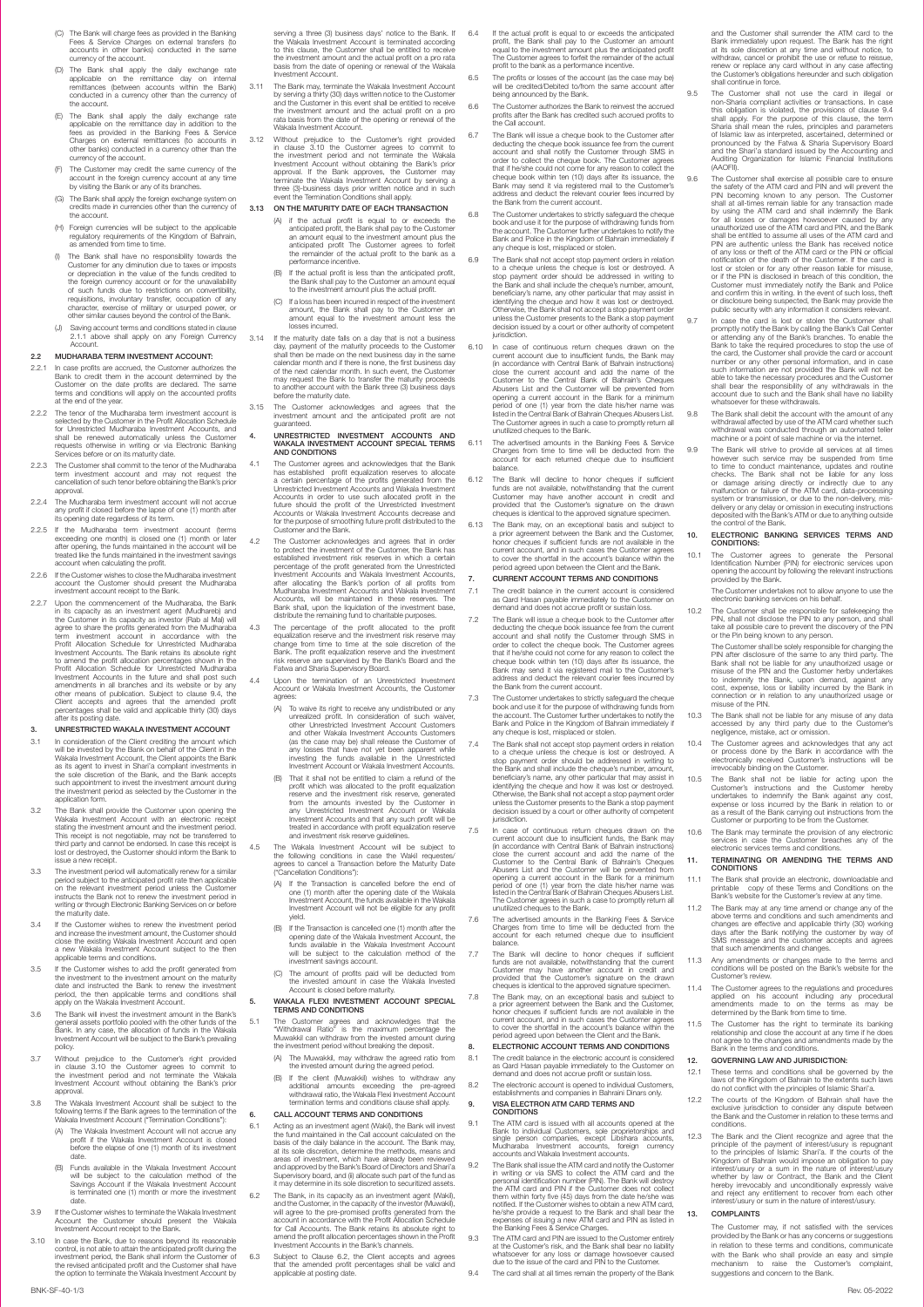(C) The Bank will charge fees as provided in the Banking Fees & Service Charges on external transfers (to accounts in other banks) conducted in the same currency of the account.

(D) The Bank shall apply the daily exchange rate applicable on the remittance day on internal remittances (between accounts within the Bank) conducted in a currency other than the currency of the account.

(E) The Bank shall apply the daily exchange rate applicable on the remittance day in addition to the fees as provided in the Banking Fees & Service Charges on external remittances (to accounts in other banks) conducted in a currency other than the currency of the account.

(F) The Customer may credit the same currency of the account in the foreign currency account at any time by visiting the Bank or any of its branches.

(G) The Bank shall apply the foreign exchange system on credits made in currencies other than the currency of the account.

(H) Foreign currencies will be subject to the applicable regulatory requirements of the Kingdom of Bahrain, as amended from time to time.

(I) The Bank shall have no responsibility towards the Customer for any diminution due to taxes or imposts or depreciation in the value of the funds credited to the foreign currency account or for the unavailability of such funds due to restrictions on convertibility, requisitions, involuntary transfer, occupation of any character, exercise of military or usurped power, or other similar causes beyond the control of the Bank.

(J) Saving account terms and conditions stated in clause 2.1.1 above shall apply on any Foreign Currency Account.

## 2.2 MUDHARABA TERM INVESTMENT ACCOUNT:

2.2.1 In case profits are accrued, the Customer authorizes the Bank to credit them in the account determined by the Customer on the date profits are declared. The same terms and conditions will apply on the accounted profits at the end of the year.

2.2.2 The tenor of the Mudharaba term investment account is selected by the Customer in the Profit Allocation Schedule for Unrestricted Mudharaba Investment Accounts, and shall be renewed automatically unless the Customer requests otherwise in writing or via Electronic Banking Services before or on its maturity date.

2.2.3 The Customer shall commit to the tenor of the Mudharaba term investment account and may not request the cancellation of such tenor before obtaining the Bank's prior approval.

2.2.4 The Mudharaba term investment account will not accrue any profit if closed before the lapse of one (1) month after its opening date regardless of its term.

2.2.5 If the Mudharaba term investment account (terms exceeding one month) is closed one (1) month or later after opening, the funds maintained in the account will be treated like the funds maintained in the investment savings account when calculating the profit.

2.2.6 If the Customer wishes to close the Mudharaba investment account the Customer should present the Mudharaba investment account receipt to the Bank.

2.2.7 Upon the commencement of the Mudharaba, the Bank in its capacity as an investment agent (Mudhareb) and the Customer in its capacity as investor (Rab al Mal) will agree to share the profits generated from the Mudharaba term investment account in accordance with the Profit Allocation Schedule for Unrestricted Mudharaba Investment Accounts. The Bank retains its absolute right to amend the profit allocation percentages shown in the Profit Allocation Schedule for Unrestricted Mudharaba Investment Accounts in the future and shall post such amendments in all branches and its website or by any other means of publication. Subject to clause 9.4, the Client accepts and agrees that the amended profit percentages shall be valid and applicable thirty (30) days after its posting date.

## 3. UNRESTRICTED WAKALA INVESTMENT ACCOUNT

3.1 In consideration of the Client crediting the amount which will be invested by the Bank on behalf of the Client in the Wakala Investment Account, the Client appoints the Bank as its agent to invest in Shari'a compliant investments in the sole discretion of the Bank, and the Bank accepts such appointment to invest the investment amount during the investment period as selected by the Customer in the application form.

3.2 The Bank shall provide the Customer upon opening the Wakala Investment Account with an electronic receipt stating the investment amount and the investment period. This receipt is not negotiable, may not be transferred to third party and cannot be endorsed. In case this receipt is lost or destroyed, the Customer should inform the Bank to issue a new receipt.

3.3 The investment period will automatically renew for a similar period subject to the anticipated profit rate then applicable on the relevant investment period unless the Customer instructs the Bank not to renew the investment period in writing or through Electronic Banking Services on or before the maturity date.

3.4 If the Customer wishes to renew the investment period and increase the investment amount, the Customer should close the existing Wakala Investment Account and open a new Wakala Investment Account subject to the then applicable terms and conditions.

3.5 If the Customer wishes to add the profit generated from the investment to the investment amount on the maturity date and instructed the Bank to renew the investment period, the then applicable terms and conditions shall apply on the Wakala Investment Account.

3.6 The Bank will invest the investment amount in the Bank's general assets portfolio pooled with the other funds of the Bank. In any case, the allocation of funds in the Wakala Investment Account will be subject to the Bank's prevailing policy.

3.7 Without prejudice to the Customer's right provided in clause 3.10 the Customer agrees to commit to the investment period and not terminate the Wakala Investment Account without obtaining the Bank's prior approval.

3.8 The Wakala Investment Account shall be subject to the following terms if the Bank agrees to the termination of the Wakala Investment Account ("Termination Conditions"):

(A) The Wakala Investment Account will not accrue any profit if the Wakala Investment Account is closed before the elapse of one (1) month of its investment date.

(B) Funds available in the Wakala Investment Account will be subject to the calculation method of the Savings Account if the Wakala Investment Account is terminated one (1) month or more the investment date.

3.9 If the Customer wishes to terminate the Wakala Investment Account the Customer should present the Wakala Investment Account receipt to the Bank.

3.10 In case the Bank, due to reasons beyond its reasonable control, is not able to attain the anticipated profit during the investment period, the Bank shall inform the Customer of the revised anticipated profit and the Customer shall have the option to terminate the Wakala Investment Account by serving a three (3) business days' notice to the Bank. If the Wakala Investment Account is terminated according to this clause, the Customer shall be entitled to receive the investment amount and the actual profit on a pro rata basis from the date of opening or renewal of the Wakala Investment Account.

3.11 The Bank may, terminate the Wakala Investment Account by serving a thirty (30) days written notice to the Customer and the Customer in this event shall be entitled to receive the investment amount and the actual profit on a pro rata basis from the date of the opening or renewal of the Wakala Investment Account.

3.12 Without prejudice to the Customer's right provided in clause 3.10 the Customer agrees to commit to the investment period and not terminate the Wakala Investment Account without obtaining the Bank's prior approval. If the Bank approves, the Customer may terminate the Wakala Investment Account by serving a three (3)-business days prior written notice and in such event the Termination Conditions shall apply.

### 3.13 ON THE MATURITY DATE OF EACH TRANSACTION

(A) If the actual profit is equal to or exceeds the anticipated profit, the Bank shall pay to the Customer an amount equal to the investment amount plus the anticipated profit The Customer agrees to forfeit the remainder of the actual profit to the bank as a performance incentive.

(B) If the actual profit is less than the anticipated profit, the Bank shall pay to the Customer an amount equal to the investment amount plus the actual profit.

(C) If a loss has been incurred in respect of the investment amount, the Bank shall pay to the Customer an amount equal to the investment amount less the losses incurred.

3.14 If the maturity date falls on a day that is not a business day, payment of the maturity proceeds to the Customer shall then be made on the next business day in the same calendar month and if there is none, the first business day of the next calendar month. In such event, the Customer may request the Bank to transfer the maturity proceeds to another account with the Bank three (3) business days before the maturity date.

3.15 The Customer acknowledges and agrees that the investment amount and the anticipated profit are not guaranteed.

## 4. UNRESTRICTED INVESTMENT ACCOUNTS AND WAKALA INVESTMENT ACCOUNT SPECIAL TERMS AND CONDITIONS

4.1 The Customer agrees and acknowledges that the Bank has established profit equalization reserves to allocate a certain percentage of the profits generated from the Unrestricted Investment Accounts and Wakala Investment Accounts in order to use such allocated profit in the future should the profit of the Unrestricted Investment Accounts or Wakala Investment Accounts decrease and for the purpose of smoothing future profit distributed to the Customer and the Bank.

4.2 The Customer acknowledges and agrees that in order to protect the investment of the Customer, the Bank has established investment risk reserves in which a certain percentage of the profit generated from the Unrestricted Investment Accounts and Wakala Investment Accounts, after allocating the Bank's portion of all profits from Mudharaba Investment Accounts and Wakala Investment Accounts, will be maintained in these reserves. The Bank shall, upon the liquidation of the investment base, distribute the remaining fund to charitable purposes.

4.3 The percentage of the profit allocated to the profit equalization reserve and the investment risk reserve may change from time to time at the sole discretion of the Bank. The profit equalization reserve and the investment risk reserve are supervised by the Bank's Board and the Fatwa and Sharia Supervisory Board.

4.4 Upon the termination of an Unrestricted Investment Account or Wakala Investment Accounts, the Customer agrees:

(A) To waive its right to receive any undistributed or any unrealized profit. In consideration of such waiver, other Unrestricted Investment Account Customers and other Wakala Investment Accounts Customers (as the case may be) shall release the Customer of any losses that have not yet been apparent while investing the funds available in the Unrestricted Investment Account or Wakala Investment Accounts.

(B) That it shall not be entitled to claim a refund of the profit which was allocated to the profit equalization reserve and the investment risk reserve, generated from the amounts invested by the Customer in any Unrestricted Investment Account or Wakala Investment Accounts and that any such profit will be treated in accordance with profit equalization reserve and investment risk reserve guidelines.

4.5 The Wakala Investment Account will be subject to the following conditions in case the Wakil requests/ agrees to cancel a Transaction before the Maturity Date ("Cancellation Conditions"):

(A) If the Transaction is cancelled before the end of one (1) month after the opening date of the Wakala Investment Account, the funds available in the Wakala Investment Account will not be eligible for any profit yield.

(B) If the Transaction is canceled one (1) month after the opening date of the Wakala Investment Account, the funds available in the Wakala Investment Account will be subject to the calculation method of the investment savings account.

(C) The amount of profits paid will be deducted from the invested amount in case the Wakala Invested Account is closed before maturity.

## 5. WAKALA FLEXI INVESTMENT ACCOUNT SPECIAL TERMS AND CONDITIONS

5.1 The Customer agrees and acknowledges that the "Withdrawal Ratio" is the maximum percentage the Muwakkil can withdraw from the invested amount during the investment period without breaking the deposit.

(A) The Muwakkil, may withdraw the agreed ratio from the invested amount during the agreed period.

(B) If the client (Muwakkil) wishes to withdraw any additional amounts exceeding the pre-agreed withdrawal ratio, the Wakala Flexi Investment Account termination terms and conditions clause shall apply.

## 6. CALL ACCOUNT TERMS AND CONDITIONS

6.1 Acting as an investment agent (Wakil), the Bank will invest the fund maintained in the Call account calculated on the basis of the daily balance in the account. The Bank may, at its sole discretion, determine the methods, means and areas of investment, which have already been reviewed and approved by the Bank's Board of Directors and Shari'a Supervisory board, and (ii) allocate such part of the fund as it may determine in its sole discretion to securitized assets.

6.2 The Bank, in its capacity as an investment agent (Wakil), and the Customer, in the capacity of the investor (Muwakil), will agree to the pre-promised profits generated from the account in accordance with the Profit Allocation Schedule for Call Accounts. The Bank retains its absolute right to amend the profit allocation percentages shown in the Profit Investment Accounts in the Bank's channels.

6.3 Subject to Clause 6.2, the Client accepts and agrees that the amended profit percentages shall be valid and applicable at posting date.

6.4 If the actual profit is equal to or exceeds the anticipated profit, the Bank shall pay to the Customer an amount equal to the investment amount plus the anticipated profit The Customer agrees to forfeit the remainder of the actual profit to the bank as a performance incentive.

6.5 The profits or losses of the account (as the case may be) will be credited/Debited to/from the same account after being announced by the Bank.

6.6 The Customer authorizes the Bank to reinvest the accrued profits after the Bank has credited such accrued profits to the Call account.

6.7 The Bank will issue a cheque book to the Customer after deducting the cheque book issuance fee from the current account and shall notify the Customer through SMS in order to collect the cheque book. The Customer agrees that if he/she could not come for any reason to collect the cheque book within ten (10) days after its issuance, the Bank may send it via registered mail to the Customer's address and deduct the relevant courier fees incurred by the Bank from the current account.

6.8 The Customer undertakes to strictly safeguard the cheque book and use it for the purpose of withdrawing funds from the account. The Customer further undertakes to notify the Bank and Police in the Kingdom of Bahrain immediately if any cheque is lost, misplaced or stolen.

6.9 The Bank shall not accept stop payment orders in relation to a cheque unless the cheque is lost or destroyed. A stop payment order should be addressed in writing to the Bank and shall include the cheque's number, amount, beneficiary's name, any other particular that may assist in identifying the cheque and how it was lost or destroyed. Otherwise, the Bank shall not accept a stop payment order unless the Customer presents to the Bank a stop payment decision issued by a court or other authority of competent jurisdiction.

6.10 In case of continuous return cheques drawn on the current account due to insufficient funds, the Bank may (in accordance with Central Bank of Bahrain instructions) close the current account and add the name of the Customer to the Central Bank of Bahrain's Cheques Abusers List and the Customer will be prevented from opening a current account in the Bank for a minimum period of one (1) year from the date his/her name was listed in the Central Bank of Bahrain Cheques Abusers List. The Customer agrees in such a case to promptly return all unutilized cheques to the Bank.

6.11 The advertised amounts in the Banking Fees & Service Charges from time to time will be deducted from the account for each returned cheque due to insufficient balance.

6.12 The Bank will decline to honor cheques if sufficient funds are not available, notwithstanding that the current Customer may have another account in credit and provided that the Customer's signature on the drawn cheques is identical to the approved signature specimen.

6.13 The Bank may, on an exceptional basis and subject to a prior agreement between the Bank and the Customer, honor cheques if sufficient funds are not available in the current account, and in such cases the Customer agrees to cover the shortfall in the account's balance within the period agreed upon between the Client and the Bank.

## 7. CURRENT ACCOUNT TERMS AND CONDITIONS

7.1 The credit balance in the current account is considered as Qard Hasan payable immediately to the Customer on demand and does not accrue profit or sustain loss.

7.2 The Bank will issue a cheque book to the Customer after deducting the cheque book issuance fee from the current account and shall notify the Customer through SMS in order to collect the cheque book. The Customer agrees that if he/she could not come for any reason to collect the cheque book within ten (10) days after its issuance, the Bank may send it via registered mail to the Customer's address and deduct the relevant courier fees incurred by the Bank from the current account.

7.3 The Customer undertakes to strictly safeguard the cheque book and use it for the purpose of withdrawing funds from the account. The Customer further undertakes to notify the Bank and Police in the Kingdom of Bahrain immediately if any cheque is lost, misplaced or stolen.

7.4 The Bank shall not accept stop payment orders in relation to a cheque unless the cheque is lost or destroyed. A stop payment order should be addressed in writing to the Bank and shall include the cheque's number, amount, beneficiary's name, any other particular that may assist in identifying the cheque and how it was lost or destroyed. Otherwise, the Bank shall not accept a stop payment order unless the Customer presents to the Bank a stop payment decision issued by a court or other authority of competent jurisdiction.

7.5 In case of continuous return cheques drawn on the current account due to insufficient funds, the Bank may (in accordance with Central Bank of Bahrain instructions) close the current account and add the name of the Customer to the Central Bank of Bahrain's Cheques Abusers List and the Customer will be prevented from opening a current account in the Bank for a minimum period of one (1) year from the date his/her name was listed in the Central Bank of Bahrain Cheques Abusers List. The Customer agrees in such a case to promptly return all unutilized cheques to the Bank.

7.6 The advertised amounts in the Banking Fees & Service Charges from time to time will be deducted from the account for each returned cheque due to insufficient balance.

7.7 The Bank will decline to honor cheques if sufficient funds are not available, notwithstanding that the current Customer may have another account in credit and provided that the Customer's signature on the drawn cheques is identical to the approved signature specimen.

7.8 The Bank may, on an exceptional basis and subject to a prior agreement between the Bank and the Customer, honor cheques if sufficient funds are not available in the current account, and in such cases the Customer agrees to cover the shortfall in the account's balance within the period agreed upon between the Client and the Bank.

## 8. ELECTRONIC ACCOUNT TERMS AND CONDITIONS

8.1 The credit balance in the electronic account is considered as Qard Hasan payable immediately to the Customer on demand and does not accrue profit or sustain loss.

8.2 The electronic account is opened to individual Customers, establishments and companies in Bahraini Dinars only.

## 9. VISA ELECTRON ATM CARD TERMS AND CONDITIONS

9.1 The ATM card is issued with all accounts opened at the Bank to individual Customers, sole proprietorships and single person companies, except Libshara accounts, Mudharaba Investment accounts, foreign currency accounts and Wakala Investment accounts.

9.2 The Bank shall issue the ATM card and notify the Customer in writing or via SMS to collect the ATM card and the personal identification number (PIN). The Bank will destroy the ATM card and PIN if the Customer does not collect them within forty five (45) days from the date he/she was notified. If the Customer wishes to obtain a new ATM card, he/she provide a request to the Bank and shall bear the expenses of issuing a new ATM card and PIN as listed in the Banking Fees & Service Charges.

9.3 The ATM card and PIN are issued to the Customer entirely at the Customer's risk, and the Bank shall bear no liability whatsoever for any loss or damage howsoever caused due to the issue of the card and PIN to the Customer.

9.4 The card shall at all times remain the property of the Bank and the Customer shall surrender the ATM card to the Bank immediately upon request. The Bank has the right at its sole discretion at any time and without notice, to withdraw, cancel or prohibit the use or refuse to reissue, renew or replace any card without in any case affecting the Customer's obligations hereunder and such obligation shall continue in force.

9.5 The Customer shall not use the card in illegal or non-Sharia compliant activities or transactions. In case this obligation is violated, the provisions of clause 9.4 shall apply. For the purpose of this clause, the term Sharia shall mean the rules, principles and parameters of Islamic law as interpreted, ascertained, determined or pronounced by the Fatwa & Sharia Supervisory Board and the Shari'a standard issued by the Accounting and Auditing Organization for Islamic Financial Institutions (AAOFII).

9.6 The Customer shall exercise all possible care to ensure the safety of the ATM card and PIN and will prevent the PIN becoming known to any person. The Customer shall at all-times remain liable for any transaction made by using the ATM card and shall indemnify the Bank for all losses or damages howsoever caused by any unauthorized use of the ATM card and PIN, and the Bank shall be entitled to assume all uses of the ATM card and PIN are authentic unless the Bank has received notice of any loss or theft of the ATM card or the PIN or official notification of the death of the Customer. If the card is lost or stolen or for any other reason liable for misuse, or if the PIN is disclosed in breach of this condition, the Customer must immediately notify the Bank and Police and confirm this in writing. In the event of such loss, theft or disclosure being suspected, the Bank may provide the public security with any information it considers relevant.

9.7 In case the card is lost or stolen the Customer shall promptly notify the Bank by calling the Bank's Call Center or attending any of the Bank's branches. To enable the Bank to take the required procedures to stop the use of the card, the Customer shall provide the card or account number or any other personal information, and in case such information are not provided the Bank will not be able to take the necessary procedures and the Customer shall bear the responsibility of any withdrawals in the account due to such and the Bank shall have no liability whatsoever for these withdrawals.

9.8 The Bank shall debit the account with the amount of any withdrawal affected by use of the ATM card whether such withdrawal was conducted through an automated teller machine or a point of sale machine or via the internet.

9.9 The Bank will strive to provide all services at all times however such service may be suspended from time to time to conduct maintenance, updates and routine checks. The Bank shall not be liable for any loss or damage arising directly or indirectly due to any malfunction or failure of the ATM card, data-processing system or transmission, or due to the non-delivery, mis-delivery or any delay or omission in executing instructions deposited with the Bank's ATM or due to anything outside the control of the Bank.

## 10. ELECTRONIC BANKING SERVICES TERMS AND CONDITIONS:

10.1 The Customer agrees to generate the Personal Identification Number (PIN) for electronic services upon opening the account by following the relevant instructions provided by the Bank.

The Customer undertakes not to allow anyone to use the electronic banking services on his behalf.

10.2 The Customer shall be responsible for safekeeping the PIN, shall not disclose the PIN to any person, and shall take all possible care to prevent the discovery of the PIN or the Pin being known to any person.

The Customer shall be solely responsible for changing the PIN after disclosure of the same to any third party. The Bank shall not be liable for any unauthorized usage or misuse of the PIN and the Customer herby undertakes to indemnify the Bank, upon demand, against any cost, expense, loss or liability incurred by the Bank in connection or in relation to any unauthorized usage or misuse of the PIN.

10.3 The Bank shall not be liable for any misuse of any data accessed by any third party due to the Customer's negligence, mistake, act or omission.

10.4 The Customer agrees and acknowledges that any act or process done by the Bank in accordance with the electronically received Customer's instructions will be irrevocably binding on the Customer.

10.5 The Bank shall not be liable for acting upon the Customer's instructions and the Customer hereby undertakes to indemnify the Bank against any cost, expense or loss incurred by the Bank in relation to or as a result of the Bank carrying out instructions from the Customer or purporting to be from the Customer.

10.6 The Bank may terminate the provision of any electronic services in case the Customer breaches any of the electronic services terms and conditions.

## 11. TERMINATING OR AMENDING THE TERMS AND CONDITIONS

11.1 The Bank shall provide an electronic, downloadable and printable copy of these Terms and Conditions on the Bank's website for the Customer's review at any time.

11.2 The Bank may at any time amend or change any of the above terms and conditions and such amendments and changes are effective and applicable thirty (30) working days after the Bank notifying the customer by way of SMS message and the customer accepts and agrees that such amendments and changes.

11.3 Any amendments or changes made to the terms and conditions will be posted on the Bank's website for the Customer's review.

11.4 The Customer agrees to the regulations and procedures applied on his account including any procedural amendments made to on the terms as may be determined by the Bank from time to time.

11.5 The Customer has the right to terminate its banking relationship and close the account at any time if he does not agree to the changes and amendments made by the Bank in the terms and conditions.

## 12. GOVERNING LAW AND JURISDICTION:

12.1 These terms and conditions shall be governed by the laws of the Kingdom of Bahrain to the extents such laws do not conflict with the principles of Islamic Shari'a.

12.2 The courts of the Kingdom of Bahrain shall have the exclusive jurisdiction to consider any dispute between the Bank and the Customer in relation to these terms and conditions.

12.3 The Bank and the Client recognize and agree that the principle of the payment of interest/usury is repugnant to the principles of Islamic Shari'a. If the courts of the Kingdom of Bahrain would impose an obligation to pay interest/usury or a sum in the nature of interest/usury whether by law or Contract, the Bank and the Client hereby irrevocably and unconditionally expressly waive and reject any entitlement to recover from each other interest/usury or sum in the nature of interest/usury.

## 13. COMPLAINTS

The Customer may, if not satisfied with the services provided by the Bank or has any concerns or suggestions in relation to these terms and conditions, communicate with the Bank who shall provide an easy and simple mechanism to raise the Customer's complaint, suggestions and concern to the Bank.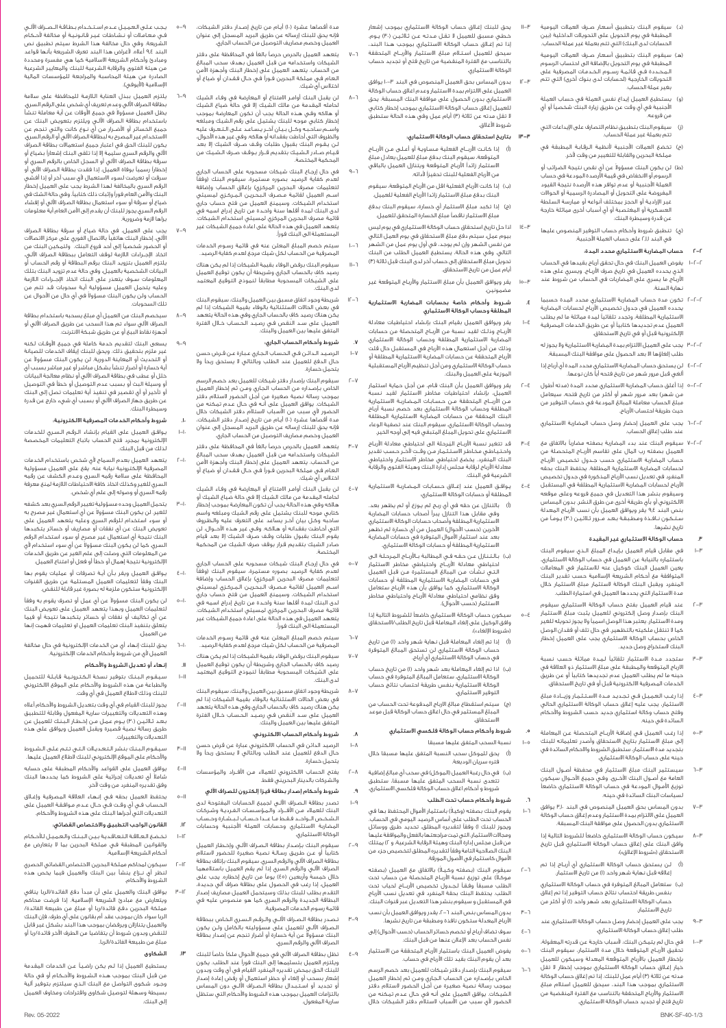(د) سيقوم البنك بتطبيق أسعار صرف العملات اليومية المطبقة في يوم التحويل على التحويلات الداخلية (بين الحسابات لدى البنك) التي تتم بعملة غير عملة الحساب.

(هـ) سيقوم البنك بتطبيق أسعار صرف العملات اليومية المطبقة في يوم التحويل بالإضافة الى احتساب الرسوم المحددة في قائمة رسوم الخدمات المصرفية على التحويلات الخارجية الحسابات لدى بنوك أخرى) التي تتم بغير عملة الحساب.

(و) يستطيع العميل إيداع نقس العملة في حساب العملة الأجنبية في أي وقت عن طريق زيارة البنك شخصياً أو أي من فروعه.

(ز) سيقوم البنك بتطبيق نظام التصارف على الإيداعات التي تتم بعملة غير عملة الحساب.

(ح) تخضع العملات الأجنبية لأنظمة الرقابة المطبقة في مملكة البحرين والقابلة للتغيير من وقت لآخر.

(ط) لن يكون البنك مسؤولاً عن أي نقص نتيجة الضرائب أو الرسوم أو الانخفاض في قيمة الأرصدة المودعة في حساب العملة الأجنبية أو عدم توافر هذه الأرصدة نتيجة القيود المفروضة على التحويل أو المصادرة الرسمية أو الحوالات غير الإرادية أو الحجز بمختلف أنواعه أو ممارسة السلطة العسكرية أو المغتصبة أو أي أسباب أخرى مماثلة خارجة عن قدرة وسيطرة البنك.

(ي) تنطبق شروط وأحكام حساب التوفير المنصوص عليها في البند ٦،١ على حساب العملة الأجنبية.

## ٢-٣ حساب المضاربة الاستثمارية محددة المدة:

١-٢-٣ يفوض العميل البنك في حال تحقق أرباح بقيدها في الحساب الذي يحدده العميل في تاريخ صرف الأرباح. ويسري على هذه الأرباح ما يسري على المضاربات في الحساب من شروط عند نهاية السنة.

٢-٢-٣ تكون مدة حساب المضاربة الاستثماري محددة المدة حسبما يحدده العميل في جدول تخصيص الأرباح لحسابات المضاربة الاستثمارية المطلقة. وتجدد تلقائياً لمدة مماثلة ما لم يطلب العميل عدم تجديدها كتابياً أو عن طريق الخدمات المصرفية الإلكترونية قبل أو في تاريخ الاستحقاق.

٣-٢-٣ يجب على العميل الالتزام بمدة المضاربة الاستثمارية ولا يجوز له طلب إلغاؤها إلا بعد الحصول على موافقة البنك المسبقة.

٤-٢-٣ لن يستحق حساب المضاربة الاستثمارية محددة المدة أي أرباح إذا ألغي قبل مرور شهر من تاريخ فتحه أيا كان نوعها.

٥-٢-٣ إذا أغلق حساب المضاربة الاستثمارية محددة المدة (مدته أطول من شهر) بعد مرور شهر أو أكثر من تاريخ فتحه، سيعامل مبلغ الحساب معاملة المبالغ المودعة في حساب التوفير من حيث طريقة احتساب الأرباح.

٦-٢-٣ يجب على العميل إحضار وصل حساب المضاربة الاستثمارية عند طلب إغلاق الحساب.

٧-٢-٣ سيقوم البنك عند بدء المضاربة بصفته مضارباً بالاتفاق مع العميل بصفته رب المال على تقاسم الأرباح المتحصلة من حساب المضاربة الاستثمارية حسب جدول تخصيص الأرباح لحسابات المضاربة الاستثمارية المطلقة. يحتفظ البنك بحقه المنفرد في تعديل نسب الأرباح المذكورة في جدول تخصيص الأرباح لحسابات المضاربة الاستثمارية المطلقة في المستقبل وسيقوم بنشر هذا التعديل في جميع فروعه وعلى موقعه الالكتروني أو بأي طريقة أخرى من طرق النشر بدون المساس بنص البند ٩،٤ يقر ويوافق العميل بأن نسب الأرباح المعدلة ستكون نافذة ومطبقة بعد مرور ثلاثين (٣٠) يوماً من تاريخ نشرها.

## ٣. حساب الوكالة الاستثماري غير المقيدة

١-٣ في مقابل قيام العميل بإيداع المبلغ الذي سيقوم البنك باستثماره بالنيابة عن العميل في حساب الوكالة الاستثماري، يعين العميل البنك كوكيل عنه للاستثمار في المعاملات المتوافقة مع أحكام الشريعة الإسلامية حسبما يراه البنك مناسباً وبتقديره المنفرد. وبقبل البنك الوكالة ويقوم بإدارة حساب الوكالة الاستثماري خلال مدة الاستثمار التي يحددها العميل في استمارة الطلب.

٢-٣ عند قيام العميل بفتح حساب الوكالة الاستثماري سيقوم البنك بإصدار وصل إلكتروني للعميل يثبت مبلغ الاستثمار ومدة الاستثمار يعتبر هذا الوصل اسمياً ولا يجوز تحويله للغير كما لا تنتقل ملكيته بالتظهير. في حال تلف أو فقدان الوصل الخاص بحساب الوكالة الاستثماري يجب على العميل إخطار البنك لاستخراج وصل جديد.

٣-٣ ستجدد مدة الاستثمار تلقائياً لمدة مماثلة حسب نسبة الأرباح المتوقعة والمطبقة على مبلغ الاستثمار دون العلاقة في حينه ما لم يطلب العميل عدم تجديدها كتابياً أو عن طريق الخدمات المصرفية الإلكترونية قبل أو في تاريخ الاستحقاق.

٤-٣ إذا رغب العميل في تجديد مدة الاستثمار وزيادة مبلغ الاستثمار، يجب عليه إغلاق حساب الوكالة الاستثماري الحالي وفتح حساب وكالة استثماري جديد حسب الشروط والأحكام السائدة في حينه.

٥-٣ إذا رغب العميل في إضافة الأرباح المتحصلة عن المعاملة إلى مبلغ الاستثمار بتاريخ الاستحقاق وأصدر تعليماته للبنك بتجديد مدة الاستثمار، ستطبق الشروط والأحكام السائدة في حينه على حساب الوكالة الاستثماري.

٦-٣ سيستثمر البنك مبالغ الاستثمار في محفظة أصول البنك العامة مع أصول البنك الأخرى. وفي جميع الأحوال سيكون توزيع الأموال المودعة في حساب الوكالة الاستثماري خاضعاً لسياسات البنك السائدة في حينه.

٧-٣ بدون المساس بحق العميل المنصوص في البند ٣،١٠ يوافق العميل على الالتزام بمدة الاستثمار وعدم إغلاق حساب الوكالة الاستثماري قبل تاريخ الاستحقاق إلا بعد الحصول على موافقة البنك المسبقة.

٨-٣ سيكون حساب الوكالة الاستثماري خاضعاً للشروط التالية إذا وافق البنك على إغلاق حساب الوكالة الاستثماري قبل تاريخ الاستحقاق (شروط الإغلاق):

(أ) لن يستحق حساب الوكالة الاستثماري أي أرباح إذا تم إغلاقه قبل نهاية شهر واحد (١) من تاريخ الاستثمار.

(ب) ستعامل المبالغ المتوفرة في حساب الوكالة الاستثماري بنفس طريقة احتساب نتائج حساب التوفير إذا تم إغلاق حساب الوكالة الاستثماري بعد شهر واحد (١) أو أكثر من تاريخ الاستثمار.

٩-٣ يجب على العميل إحضار وصل حساب الوكالة الاستثماري عند طلب إغلاق حساب الوكالة الاستثماري.

١٠-٣ في حال لم يتمكن البنك (أسباب خارجة عن قدرته المعقولة) تحقيق الأرباح المتوقعة خلال مدة الاستثمار، سيقوم البنك بإخطار العميل بالأرباح المتوقعة المعدلة وسيكون للعميل خيار إغلاق حساب الوكالة الاستثماري بموجب إخطار لا تقل مدته عن ثلاثة (٣) أيام عمل للبنك، إذا تم إغلاق حساب الوكالة الاستثماري بموجب هذا البند، سيحق للعميل استلام مبلغ الاستثمار والأرباح المتوقعة بالنسبة عن الفترة المنقضية من تاريخ فتح أو تجديد حساب الوكالة الاستثماري.

يحق للبنك إغلاق حساب الوكالة الاستثماري بموجب إشعار خطي مسبق للعميل لا تقل مدته عن ثلاثين (٣٠) يوم، إذا تم إغلاق حساب الوكالة الاستثماري بموجب هذا البند، سيحق للعميل استلام مبلغ الاستثمار والأرباح المتحققة بالتناسب مع الفترة المنقضية من تاريخ فتح أو تجديد حساب الوكالة الاستثماري.

١١-٣ بدون المساس بحق العميل المنصوص في البند ٣،١٠ يوافق العميل على الالتزام بمدة الاستثمار وعدم إغلاق حساب الوكالة الاستثماري بدون الحصول على موافقة البنك المسبقة. يحق للعميل إغلاق حساب الوكالة الاستثماري بموجب إشعار كتابي لا تقل مدته عن ثلاثة (٣) أيام عمل وفي هذه الحالة ستطبق شروط الإغلاق.

## ٣-١٢ بتاريخ استحقاق حساب الوكالة الاستثماري:

(أ) إذا كانت الأرباح الفعلية مساوية أو أعلى من الأرباح المتوقعة، سيقوم البنك بدفع مبلغ للعميل يعادل مبلغ الاستثمار زائداً الأرباح المتوقعة ويتنازل العميل بالباقي من الأرباح الفعلية للبنك تحفيزاً لأدائه.

(ب) إذا كانت الأرباح الفعلية أقل من الأرباح المتوقعة، سيقوم البنك بدفع مبلغ الاستثمار زائداً الأرباح الفعلية للعميل.

(ج) إذا تكبد مبلغ الاستثمار أي خسارة، سيقوم البنك بدفع مبلغ الاستثمار ناقصاً مبلغ الخسارة المتحققة للعميل.

١٣-٣ اذا حل تاريخ استحقاق حساب الوكالة الاستثماري في يوم ليس بيوم عمل، سيتم دفع مبلغ الاستحقاق في يوم العمل التالي من نفس الشهر وإن لم يوجد، في أول يوم عمل من الشهر التالي، وفي هذه الحالة، يستطيع العميل الطلب من البنك تحويل مبلغ الاستحقاق إلى حساب آخر لدى البنك قبل ثلاثة (٣) أيام عمل من تاريخ الاستحقاق.

١٤-٣ يقر ويوافق العميل بأن مبلغ الاستثمار والأرباح المتوقعة غير مضمونين.

## ٤. شروط وأحكام خاصة بحسابات المضاربة الاستثمارية المطلقة وحساب الوكالة الاستثماري

١-٤ يقر ويوافق العميل بقيام البنك بإنشاء احتياطيات معادلة الأرباح وذلك لتقيد نسبة من الأرباح المتحصلة من حسابات المضاربة الاستثمارية المطلقة وحساب الوكالة الاستثماري وذلك من أجل استعمال هذه الأرباح في المستقبل حال قلت الأرباح المتحققة عن حسابات المضاربة الاستثمارية المطلقة أو حساب الوكالة الاستثماري ومن أجل تنظيم الأرباح المستقبلية الموزعة على العميل والبنك.

٢-٤ يقر ويوافق العميل بأن للبنك الحق، من أجل حماية استثمار العميل، بإنشاء احتياطيات مخاطر الاستثمار لتقيد نسبة من الأرباح المتحققة من حسابات المضاربة الاستثمارية المطلقة وحساب الوكالة الاستثماري بعد خصم نسبة أرباح البنك المحققة من حسابات المضاربة الاستثمارية المطلقة وحساب الوكالة الاستثماري، سيقوم البنك عند تصفية الوعاء الاستثماري على تحويل المبلغ المتبقي فيه إلى أوجه الخير.

٣-٤ قد تتغير نسبة الأرباح المرحلة الى احتياطي معادلة الأرباح واحتياطي مخاطر الاستثمار من وقت لآخر حسب تقدير البنك المنفرد. تخضع احتياطي مخاطر الاستثمار واحتياطي معادلة الأرباح لرقابة مجلس إدارة البنك وهيئة الفتوى والرقابة الشرعية في البنك.

٤-٤ يوافق العميل عند إغلاق حسابات المضاربة الاستثمارية المطلقة أو حسابات الوكالة الاستثماري:

(أ) بالتنازل عن حقه في أي ربح لم يوزع أو لم يظهر بعد، وفي مقابل هذا التنازل يبرأ أصحاب حسابات المضاربة الاستثمارية المطلقة وأصحاب حسابات الوكالة الاستثماري الآخرين (حسب الأحوال) العميل من أي خسارة لم تظهر بعد عند استثمار الأموال المودعة في حسابات المضاربة الاستثمارية المطلقة أو حسابات الوكالة الاستثماري.

(ب) بالتنازل عن حقه في المطالبة بالأرباح المرحلة الى احتياطي معادلة الأرباح واحتياطي مخاطر الاستثمار التي نشأت من المبالغ المستثمرة من قبل العميل في حسابات المضاربة الاستثمارية المطلقة أو حسابات الوكالة الاستثماري. كما يوافق بأن هذه الأرباح ستعامل وفق نظام احتياطي معادلة الأرباح واحتياطي مخاطر الاستثمار (حسب الأحوال).

٥-٤ سيكون حساب الوكالة الاستثماري خاضعاً للشروط التالية إذا وافق الوكيل على إلغاء المعاملة قبل تاريخ الطلب/الاستحقاق (شروط الإلغاء):

(أ) إذا تم إلغاء المعاملة قبل نهاية شهر واحد (١) من تاريخ حساب الوكالة الاستثماري لن تستحق المبالغ المتوفرة في حساب الوكالة الاستثماري أي أرباح.

(ب) إذا تم إلغاء المعاملة بعد شهر واحد (١) من تاريخ حساب الوكالة الاستثماري، ستعامل المبالغ المتوفرة في حساب الوكالة الاستثمارية بنفس طريقة احتساب نتائج حساب التوفير الاستثماري.

(ج) سيتم استقطاع مبالغ الأرباح المدفوعة تحت الحساب من المبلغ المستثمر في حال إغلاق حساب الوكالة قبل موعد الاستحقاق.

## ٥. شروط وأحكام حساب الوكالة كلاسيكي الاستثماري

١-٥ نسبة السحب المتفق عليها مسبقاً

(أ) يحق للموكل سحب النسبة المتفق عليها مسبقاً خلال فترة سريان الوديعة.

(ب) في حال رغبة العميل (الموكل) في سحب أي مبالغ إضافية تتعدى نسبة السحب المتفق عليها مسبقاً، ستطبق شروط وأحكام إغلاق حساب الوكالة كلاسيكي الاستثماري.

## ٦. شروط وأحكام حساب تحت الطلب

١-٦ يقوم البنك بصفته (وكيلاً) باستثمار الأموال المحتفظ بها في الحساب تحت الطلب على أساس الرصيد اليومي في الحساب. ويجوز للبنك (أ) وفقاً لتقديره المطلق تحديد طرق ووسائل ومجالات الاستثمار التي تمت مراجعتها بالفعل والموافقة عليها من قبل مجلس إدارة البنك وهيئة الرقابة الشرعية، و (٢) يمتلك البنك الصلاحية التامة وفقاً لتقديره المطلق لتخصيص جزء من الأموال كاستثمار في الأموال الموزونة.

٢-٦ سيقوم البنك (بصفته وكيلاً) بالاتفاق مع العميل (بصفته موكلاً) على توزيع نسبة الأرباح المتحصلة من حساب تحت الطلب مسبقاً وفقاً لجدول تخصيص الأرباح لحساب تحت الطلب. يحتفظ البنك بحقه المنفرد في تعديل نسب الأرباح في المستقبل و سيقوم بنشر هذا التعديل في فروعه ويمتلك.

٣-٦ بدون المساس بنص البند ٢-١ يقر ويوافق العميل بأن نسب الأرباح المعدلة ستكون نافذة ومطبقة من تاريخ نشرها.

٤-٦ سوف تضاف أرباح أو تخصم خسائر الحساب (حسب الأحوال) الى نفس الحساب بعد الإعلان عنها من قبل البنك.

٥-٦ يفوض العميل البنك باستثمار الأرباح المتحققة من الاستثمار بعد أن يقوم البنك بقيد تلك الأرباح في الحساب.

٦-٦ سيقوم البنك بإصدار دفتر شيكات للعميل بعد خصم الرسم الخاص بإصداره من الحساب الجاري ومن ثم إخطار العميل بموجب رسالة نصية صغيرة من أجل الحضور لاستلام دفتر الشيكات. يوافق العميل على أنه في حال عدم تمكنه من الحضور لأي سبب من الأسباب لاستلام دفتر الشيكات خلال

مدة أقصاها عشرة (١٠) أيام من تاريخ إصدار دفتر الشيكات، فإنه يحق للبنك إرساله عن طريق البريد المسجل إلى عنوان العميل وخصم مصاريف التوصيل من الحساب الجاري.

٧-٦ يتعهد العميل بالحرص حرصاً بالغاً في المحافظة على دفتر الشيكات واستخدامه من قبل العميل بهدف سحب المبالغ من الحساب. يتعهد العميل بإخطار البنك وأجهزة الأمن العام في مملكة البحرين فوراً في حال فقدان أو ضياع أو اختلاس أي شيك.

٨-٦ لن يقبل البنك أوامر الامتناع أو المعارضة في وفاء الشيك لحامله المقدمة من مالك الشيك إلا في حالة ضياع الشيك أو هلاكه وفي هذه الحالة يجب أن تكون المعارضة بموجب إخطار كتابي موجه للبنك يشتمل على رقم الشيك ومبلغه واسم ساحبه وكل بيان آخر يساعد على التعرف عليه والظروف التي أحاطت بفقدانه أو هلاكه. وفي غير هذه الأحوال، لن يقوم البنك بقبول طلبات وقف صرف الشيك إلا بعد قيام صاحب الشيك بتقديم قرار بوقف صرف الشيك من المحكمة المختصة.

٩-٦ في حال إرجاع البنك شيكات مسحوبة على الحساب الجاري لعدم كفاية الرصيد بصورة مستمرة، سيقوم البنك (وفقاً لتعليمات مصرف البحرين المركزي) بإغلاق الحساب وإضافة اسم العميل لقائمة مصرف البحرين المركزي لمسيئي استخدام الشيكات. وسيمنع العميل من فتح حساب جاري لدى البنك لمدة أقلها سنة واحدة من تاريخ إدراج اسمه في قائمة مصرف البحرين المركزي لمسيئي استخدام الشيكات. يتعهد العميل في هذه الحالة على إعادة جميع الشيكات غير المستعملة الى البنك فوراً.

١٠-٦ سيتم خصم المبلغ المعلن عنه في قائمة رسوم الخدمات المصرفية من الحساب لكل شيك مرجع لعدم كفاية الرصيد.

١١-٦ سيقوم البنك برفض الوفاء بقيمة الشيكات إذا لم يكن هناك رصيد كاف بالحساب الجاري وشريطة أن يكون توقيع العميل على الشيكات المسحوبة مطابقاً لنموذج التوقيع المعتمد لدى البنك.

١٢-٦ شريطة وجود اتفاق مسبق بين العميل والبنك، سيقوم البنك في بعض الحالات الاستثنائية بالوفاء بقيمة الشيكات إذا لم يكن هناك رصيد كاف بالحساب الجاري وفي هذه الحالة يتعهد العميل على سد النقص في رصيد الحساب خلال الفترة المتفق عليها بين العميل والبنك.

## ٧. شروط وأحكام حساب الجاري:

١-٧ الرصيد الدائن في الحساب الجاري عبارة عن قرض حسن حال الدفع للعميل عند الطلب وبالتالي لا يستحق ربحاً ولا يتحمل خسارة.

٢-٧ سيقوم البنك بإصدار دفتر شيكات للعميل بعد خصم الرسم الخاص بإصداره من الحساب الجاري ومن ثم إخطار العميل بموجب رسالة نصية صغيرة من أجل الحضور لاستلام دفتر الشيكات. يوافق العميل على أنه في حال عدم تمكنه من الحضور لأي سبب من الأسباب لاستلام دفتر الشيكات خلال مدة أقصاها عشرة (١٠) أيام من تاريخ إصدار دفتر الشيكات، فإنه يحق للبنك إرساله عن طريق البريد المسجل إلى عنوان العميل وخصم مصاريف التوصيل من الحساب الجاري.

٣-٧ يتعهد العميل بالحرص حرصاً بالغاً في المحافظة على دفتر الشيكات واستخدامه من قبل العميل بهدف سحب المبالغ من الحساب. يتعهد العميل بإخطار البنك وأجهزة الأمن العام في مملكة البحرين فوراً في حال فقدان أو ضياع أو اختلاس أي شيك.

٤-٧ لن يقبل البنك أوامر الامتناع أو المعارضة في وفاء الشيك لحامله المقدمة من مالك الشيك إلا في حالة ضياع الشيك أو هلاكه وفي هذه الحالة يجب أن تكون المعارضة بموجب إخطار كتابي موجه للبنك يشتمل على رقم الشيك ومبلغه واسم ساحبه وكل بيان آخر يساعد على التعرف عليه والظروف التي أحاطت بفقدانه أو هلاكه. وفي غير هذه الأحوال، لن يقوم البنك بقبول طلبات وقف صرف الشيك إلا بعد قيام صاحب الشيك بتقديم قرار بوقف صرف الشيك من المحكمة المختصة.

٥-٧ في حال إرجاع البنك شيكات مسحوبة على الحساب الجاري لعدم كفاية الرصيد بصورة مستمرة، سيقوم البنك (وفقاً لتعليمات مصرف البحرين المركزي) بإغلاق الحساب وإضافة اسم العميل لقائمة مصرف البحرين المركزي لمسيئي استخدام الشيكات. وسيمنع العميل من فتح حساب جاري لدى البنك لمدة أقلها سنة واحدة من تاريخ إدراج اسمه في قائمة مصرف البحرين المركزي لمسيئي استخدام الشيكات. يتعهد العميل في هذه الحالة على إعادة جميع الشيكات غير المستعملة الى البنك فوراً.

٦-٧ سيتم خصم المبلغ المعلن عنه في قائمة رسوم الخدمات المصرفية من الحساب لكل شيك مرجع لعدم كفاية الرصيد.

٧-٧ سيقوم البنك برفض الوفاء بقيمة الشيكات إذا لم يكن هناك رصيد كاف بالحساب الجاري وشريطة أن يكون توقيع العميل على الشيكات المسحوبة مطابقاً لنموذج التوقيع المعتمد لدى البنك.

٨-٧ شريطة وجود اتفاق مسبق بين العميل والبنك، سيقوم البنك في بعض الحالات الاستثنائية بالوفاء بقيمة الشيكات إذا لم يكن هناك رصيد كاف بالحساب الجاري وفي هذه الحالة يتعهد العميل على سد النقص في رصيد الحساب خلال الفترة المتفق عليها بين العميل والبنك.

## ٨. شروط وأحكام الحساب الالكتروني:

١-٨ الرصيد الدائن في الحساب الالكتروني عبارة عن قرض حسن حال الدفع للعميل عند الطلب وبالتالي لا يستحق ربحاً ولا يتحمل خسارة.

٢-٨ يفتح الحساب الالكتروني للعملاء من الأفراد والمؤسسات والشركات بالدينار البحريني فقط.

## ٩. شروط وأحكام إصدار بطاقة فيزا الكترون للصراف الآلي

١-٩ تصدر بطاقة الصراف الآلي لجميع الحسابات المفتوحة لدى البنك للعملاء من الأفراد والمؤسسات الفردية وشركات الشخص الواحد فقط ما عدا حساب لمشاركة وحساب المضاربة الاستثمارية وحسابات العملة الأجنبية وحسابات الوكالة الاستثماري.

٢-٩ سيقوم البنك بإصدار بطاقة الصراف الآلي وإخطار العميل كتابياً أو عن طريق رسالة نصية صغيرة للحضور لاستلام بطاقة الصراف الآلي والرقم السري. سيقوم البنك بإتلاف بطاقة الصراف الآلي والرقم السري إذا لم يقم العميل باستلامهما خلال خمسة وأربعين (٤٥) يوماً من تاريخ إخطاره. يجب على العميل إذا رغب في الحصول على بطاقة صراف آلي جديدة، التقدم بطلب للبنك بذلك وسيتحمل العميل مصاريف إصدار البطاقة الجديدة والرقم السري كما هو منصوص عليه في قائمة رسوم الخدمات المصرفية.

٣-٩ تصدر بطاقة الصراف الآلي والرقم السري الخاص ببطاقة الصراف الآلي للعميل على مسؤوليته بالكامل ولن يكون البنك مسؤولاً عن أية خسارة أو أضرار تنجم عن إصدار بطاقة الصراف الآلي والرقم السري.

٤-٩ تظل بطاقة الصراف الآلي في جميع الأحوال ملكاً خاصاً للبنك ويلتزم العميل بتسليمها إلى البنك فوراً عند الطلب. يكون للبنك الحق بمحض تقديره المنفرد القيام في أي وقت وبدون إشعار بسحب أو إلغاء أو حظر استعمال أو رفض إعادة إصدار أو تجديد أو استبدال بطاقة الصراف الآلي دون المساس بالتزامات العميل بموجب هذه الشروط والأحكام التي ستظل سارية المفعول.

٥-٩ يجب على العميل عدم استخدام بطاقة الصراف الآلي في معاملات أو نشاطات غير قانونية أو مخالفة لأحكام الشريعة. وفي حال مخالفة هذا الشرط سيتم تطبيق نص البند ٩،٦ أعلاه. لأغراض هذا البند تعرف الشريعة بأنها قواعد ومبادئ وأحكام الشريعة الإسلامية كما هي مفسرة ومحددة من هيئة الفتوى والرقابة الشرعية للبنك والمعايير الشرعية الصادرة من هيئة المحاسبة والمراجعة للمؤسسات المالية الإسلامية (الأيوفي).

٦-٩ يلتزم العميل ببذل العناية اللازمة للمحافظة على سلامة بطاقة الصراف الآلي وعدم تعريضها لأي شخص على الرقم السري يظل العميل مسؤولاً في جميع الأوقات عن أية معاملة تنشأ باستخدام بطاقة الصراف الآلي. يلتزم بتعويض البنك عن جميع الخسائر أو الأضرار من أي نوع كانت والتي تنجم عن الاستخدام غير المصرح به لبطاقة الصراف الآلي أو الرقم السري. يكون للبنك الحق في اعتبار جميع استعمالات بطاقة الصراف الآلي والرقم السري سليمة إلا إذا تلقى البنك إشعاراً بضياع أو سرقة بطاقة الصراف الآلي أو السجل الخاص بالرقم السري أو إخطاراً رسمياً بوفاة العميل. إذا فقدت بطاقة الصراف الآلي أو سرقت أو تعرضت لسوء الاستعمال لأي سبب آخر أو إذا أفشي الرقم السري بالمخالفة لهذا الشرط يجب على العميل إخطار البنك والأمن العام فوراً وإثبات ذلك كتابياً. وفي حالة الشك في ضياع أو سرقة أو سوء استعمال بطاقة الصراف الآلي أو إفشاء الرقم السري أو غيره يجوز للبنك أن يقدم إلى الأمن العام أية معلومات يراها لازمة وضرورية.

٧-٩ يجب على العميل في حالة ضياع أو سرقة بطاقة الصراف الآلي، إخطار البنك هاتفياً بالاتصال الفوري على مركز الاتصال أو الحضور شخصياً إلى أحد فروع البنك. وللتمكين البنك من اتخاذ الإجراءات اللازمة لوقف التعامل ببطاقة الصراف الآلي. يلتزم العميل بتزويد البنك برقم البطاقة أو رقم الحساب أو البيانات الشخصية بالعميل، وفي حالة عدم تزويد البنك بهذه المعلومات سوف يتعذر على البنك القيام بتلك الإجراءات اللازمة وعليه يتحمل العميل مسؤولية أية سحوبات قد تتم من الحساب ولن يكون البنك مسؤولاً في أي حال من الأحوال عن تلك السحوبات.

٨-٩ سيخصم البنك من العميل أي مبلغ يسحبه باستخدام بطاقة الصراف الآلي سواء تم هذا السحب عن طريق الصراف الآلي أو أجهزة نقاط البيع أو عن طريق شبكة الانترنت.

٩-٩ يسعى البنك لتقديم خدمة كاملة في جميع الأوقات لكنه غير ملزم بتحقيق ذلك، ويحق للبنك إيقاف الخدمات للصيانة أو التحديث أو المعايرة الدورية. لن يكون البنك مسؤولاً عن أية خسارة أو أضرار تنشأ بشكل مباشر أو غير مباشر بسبب أي خلل أو عطب في بطاقة الصراف الآلي أو نظام معالجة البيانات أو وسيلة البث أو بسبب عدم وجود عطل أو خطأ في التوصيل أو تأخير أو تقصير في تنفيذ أية تعليمات تصدر إلى البنك عن طريق جهاز الصراف الآلي أو بسبب أي شيء خارج عن قدرة وسيطرة البنك.

## ١٠. شروط وأحكام الخدمات المصرفية الإلكترونية:

١-١٠ يوافق العميل على القيام بإنشاء الرقم السري للخدمات الالكترونية بنفسه بمجرد فتح الحساب باتباع التعليمات المخصصة لذلك من قبل البنك.

٢-١٠ يتعهد العميل بعدم السماح لأي شخص باستخدام الخدمات المصرفية الإلكترونية نيابة عنه. يقع على العميل مسؤولية المحافظة على سلامة رقمه السري وعدم الكشف عن رقمه السري للغير وكذلك اتخاذ كافة الاحتياطات اللازمة لمنع معرفة رقمه السري أو وصوله إلى علم أي شخص.

٣-١٠ يتحمل العميل وحده مسؤولية تغيير الرقم السري بعد كشفه للغير. لن يكون البنك مسؤولاً عن أي استعمال غير مصرح به أو سوء استخدام للرقم السري وعليه يتعهد العميل على تعويض البنك عن أي نفقات أو مصاريف أو خسائر يتكبدها البنك نتيجة أي استعمال غير مصرح أو سوء استخدام الرقم السري. كما لن يكون البنك مسؤولاً عن أي سوء استخدام لأي من المعلومات التي وصلت إلى علم الغير عن طريق الخدمات الإلكترونية نتيجة إهمال أو خطأ أو فعل أو امتناع العميل.

٤-١٠ يوافق العميل ويقر بأن أية تصرفات أو عمليات يقوم بها البنك وفقاً لتعليمات العميل المستلمة عن طريق القنوات الإلكترونية ستكون ملزمة له بصورة غير قابلة للنقض.

٥-١٠ لن يكون البنك مسؤولاً عن أي عمل أو تصرف يقوم به وفقاً لتعليمات العميل وبهذا يتعهد العميل على تعويض البنك عن أي تكاليف أو نفقات أو خسائر يتكبدها نتيجة أي فعل يتعلق بتنفيذ البنك لتعليمات العميل أو تعليمات قدمت نيابة عن العميل.

٦-١٠ يحق للبنك إنهاء أي من الخدمات الإلكترونية في حال مخالفة العميل لأي من شروط وأحكام الخدمات الإلكترونية.

## ١١. إنهاء أو تعديل الشروط والأحكام

١-١١ سيقوم البنك بتوفير نسخة الكترونية قابلة للتحميل والطباعة من هذه الشروط والأحكام على الموقع الالكتروني للبنك وذلك لاطلاع العميل في أي وقت.

٢-١١ يجوز للبنك القيام في أي وقت بتعديل الشروط والأحكام أعلاه وهذه التعديلات والتغييرات سارية المفعول والقابلة للتطبيق بعد ثلاثين (٣٠) يوم عمل من إخطار البنك للعميل عن طريق رسالة نصية قصيرة ويقبل العميل ويوافق على هذه التعديلات والتغييرات.

٣-١١ سيقوم البنك بنشر التعديلات التي تتم على الشروط والأحكام على الموقع الإلكتروني للبنك لاطلاع العميل عليها.

٤-١١ يقبل العميل القواعد والأحكام المطبقة على حسابه شاملاً أي تعديلات إجرائية على الشروط كما يحددها البنك وفق تقديره المنفرد من وقت لآخر.

٥-١١ يحتفظ العميل بحقه في إنهاء العلاقة المصرفية وإغلاق الحساب في أي وقت في حال عدم موافقة العميل على التعديلات التي أجراها البنك على هذه الشروط والأحكام.

## ١٢. القانون الواجب التطبيق والاختصاص القضائي:

١-١٢ تخضع العلاقة التعاقدية بين البنك والعميل للأحكام والقوانين المطبقة في مملكة البحرين بما لا يتعارض مع أحكام الشريعة الإسلامية.

٢-١٢ سيكون لمحاكم مملكة البحرين الاختصاص القضائي الحصري للنظر أي نزاع ينشأ بين البنك والعميل فيما يخص هذه الشروط والأحكام.

٣-١٢ يوافق البنك والعميل على أن مبدأ دفع الفائدة/الربا ينافي ويتعارض مع مبادئ الشريعة الإسلامية. إذا فرضت محاكم مملكة البحرين دفع فائدة/ربا أو مبلغ من طبيعة الفائدة/الربا سواء كان بموجب عقد أم بقانون على أي طرف، فإن البنك والعميل يتنازلان ويرفضان بموجب هذا البند بشكل غير قابل للنقض وبدون شروط أن يتقاضيا من الطرف الآخر فائدة/ربا أو مبلغ من طبيعة الفائدة/الربا.

## ١٣. الشكاوى

يستطيع العميل إذا لم يكن راضياً عن الخدمات المقدمة من قبل البنك بموجب هذه الشروط والأحكام أو في حالة وجود شكوى التواصل مع البنك الذي سيلتزم بتوفير آلية بسيطة وسهلة لتوصيل شكاوي واقتراحات ومخاوف العميل إلى البنك.

Rev. 05-2022

BNK-SF-40-1/3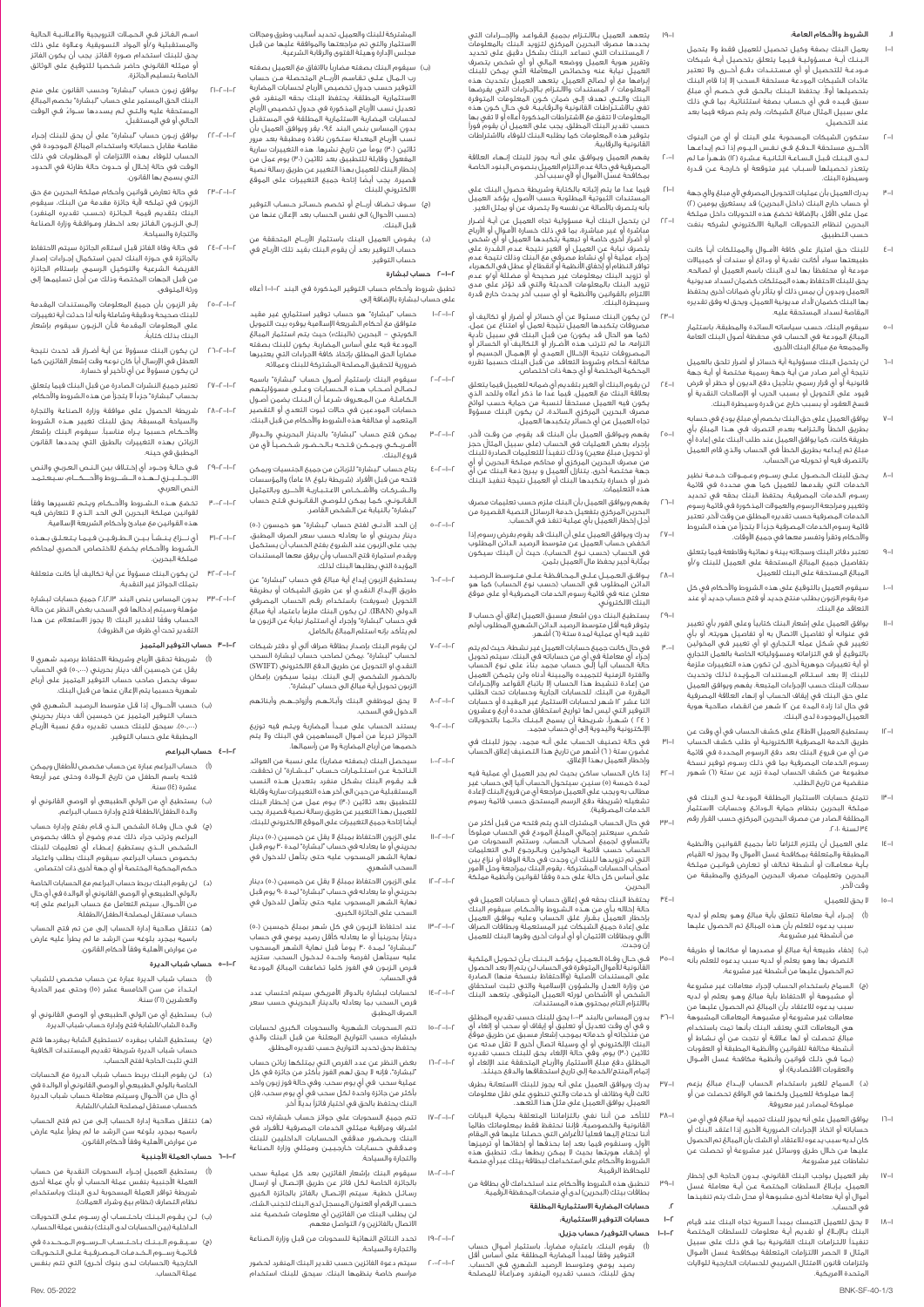## أ. الشروط والأحكام العامة:

١-١ يعمل البنك بصفة وكيل تحصيل للعميل فقط ولا يتحمل البنك أية مسؤولية فيما يتعلق بتحصيل أية شيكات مودعة للتحصيل أو أي مستندات دفع أخرى. ولا تعتبر عائدات الشيكات المودعة مستحقة السحب إلا إذا قام البنك بتحصيلها أولاً. يحتفظ البنك بالحق في خصم أي مبلغ سبق قيده في أي حساب بصفة استثنائية بما في ذلك على سبيل المثال مبالغ الشيكات، والتي يتم صرفها فيما بعد عند التحصيل.

٢-١ ستكون الشيكات المسحوبة على البنك أو من البنوك الأخرى مستحقة الدفع في نفس اليوم إذا تم إيداعها لدى البنك قبل الساعة الثانية عشرة (١٢) ظهراً ما لم يتعذر تحصيلها لأسباب غير متوقعة أو خارجة عن قدرة وسيطرة البنك.

٣-١ يدرك العميل بأن عمليات التحويل المصرفي إلى مبلغ وإلى جهة أو حساب خارج البنك (داخل البحرين) قد يستغرق يومين (٢) عمل على الأقل. بالإضافة تخضع هذه التحويلات داخل مملكة البحرين لنظام التحويلات المالية الإلكتروني لشركة بنفت حسب التطبيق.

٤-١ للبنك حق احتياز على كافة الأموال والممتلكات أياً كانت طبيعتها سواء كانت نقدية أو ودائع أو سندات أو كمبيالات مودعة أو محتفظاً بها لدى البنك باسم العميل أو لصالحه. يحق للبنك الاحتفاظ بهذه الممتلكات كضمان لسداد مديونية العميل ودون أن يمس ذلك أو يتأثر بأي ضمانات أخرى يحتفظ بها البنك كضمان لأداء مديونية العميل، ويحق له وفق تقديره المقاصة لسداد المستحقة عليه.

٥-١ سيقوم البنك، حسب سياساته السائدة والمطبقة، باستثمار المبالغ المودعة في الحساب في محفظة أصول البنك العامة والمجمعة مع مبالغ البنك الأخرى.

٦-١ لن يتحمل البنك مسؤولية أية خسائر أو أضرار تلحق بالعميل نتيجة أي أمر صادر من أية جهة رسمية مختصة أو أية جهة قانونية أو أي قرار رسمي بتأجيل دفع الديون أو حظر أو فرض قيود على التحويل أو بسبب الحرب أو الاضطرابات النقدية أو فسخ العقود أو بسبب خارج عن قدرة وسيطرة البنك.

٧-١ يوافق العميل على حق البنك بخصم أي مبلغ يودع في حسابه بطريق الخطأ والتزامه بعدم التصرف في هذا المبلغ بأي طريقة كانت، كما يوافق العميل عند طلب البنك على إعادة أي مبلغ تم إيداعه بطريق الخطأ في الحساب والذي قام العميل بالتصرف فيه أو تحويله من الحساب.

٨-١ يحق للبنك الحصول على رسوم وعمولات خدمة نظير الخدمات التي يقدمها للعميل كما هي محددة في قائمة رسوم الخدمات المصرفية. يحتفظ البنك بحقه في تحديد وتغيير ومراجعة الرسوم والعمولات المذكورة في قائمة رسوم الخدمات المصرفية حسب تقديره المطلق من وقت لآخر. تعتبر قائمة رسوم الخدمات المصرفية جزءاً لا يتجزأ من هذه الشروط والأحكام وتقرأ وتفسر معها في جميع الأوقات.

٩-١ تعتبر دفاتر البنك وسجلاته بينة و نهائية وقاطعة فيما يتعلق بتفاصيل جميع المبالغ المستحقة على العميل للبنك و/أو المبالغ المستحقة على البنك للعميل.

١٠-١ سيقوم العميل بالتوقيع على هذه الشروط والأحكام في كل مرة يقوم الزبون بطلب منتج جديد أو فتح حساب جديد أو عند التعاقد مع البنك.

١١-١ يوافق العميل على إشعار البنك كتابياً وعلى الفور بأي تغيير في عنوانه أو تفاصيل الاتصال به أو تفاصيل هويته، أو بأي تغيير في شكله التجاري أو أي تغيير في المخولين بالتوقيع أو في التزاماته ومسؤولياته الخاصة بالعمل التجاري أو أية تغييرات جوهرية أخرى. لن تكون هذه التغييرات ملزمة للبنك إلا بعد استلام المستندات المؤيدة لذلك وتحديث سجلات البنك حسب الإجراءات المتبعة. يفهم ويوافق العميل على حق البنك في إيقاف الحساب أو إنهاء العلاقة المصرفية في حال إذا تم انتهاء أو عدم تقديم بطاقة صلاحية هوية العميل الموجودة لدى البنك.

١٢-١ يستطيع العميل الاطلاع على كشف الحساب في أي وقت عن طريق الخدمة المصرفية الإلكترونية أو طلب كشف الحساب من أي من فروع البنك بعد دفع الرسوم المحددة في قائمة رسوم الخدمات المصرفية بما في ذلك رسوم توفير نسخة مطبوعة من كشف الحساب لمدة تزيد عن ستة (٦) شهور منقضية من تاريخ الطلب.

١٣-١ تتمتع حسابات الاستثمار المطلقة المودعة لدى البنك في مملكة البحرين بنظام حماية الودائع وحسابات الاستثمار المطلقة الصادر عن مصرف البحرين المركزي حسب القرار رقم ٣٤ لسنة ٢٠١٠.

١٤-١ على العميل أن يلتزم التزاماً تاماً بجميع القوانين والأنظمة المطبقة والمتعلقة بمكافحة غسيل الأموال ولا يجوز له القيام بأية معاملات أو أنشطة تخالف أو تتعارض قوانين مملكة البحرين وتعليمات مصرف البحرين المركزي والمطبقة من وقت لآخر.

١٥-١ لا يحق للعميل:

(أ) إجراء أية معاملة تتعلق بأية مبالغ وهو يعلم أو لديه سبب يدعوه للعلم بأن هذه المبالغ تم الحصول عليها من أنشطة غير مشروعة،

(ب) إخفاء طبيعة أية مبالغ أو مصدرها أو مكانها أو طريقة التصرف بها وهو يعلم أو لديه سبب يدعوه للعلم بأنه تم الحصول عليها من أنشطة غير مشروعة،

(ج) السماح باستخدام الحساب لإجراء معاملات غير مشروعة أو مشبوهة أو الاحتفاظ بأية مبالغ وهو يعلم أو لديه سبب يدعوه للاعتقاد بأن المبالغ تم الحصول عليها من معاملات غير مشروعة أو مشبوهة المعاملات المشبوهة هي المعاملات التي يعتقد البنك بأنها تمت باستخدام مبالغ تحصلت أو لها علاقة أو نتجت عن أي نشاط أو أنشطة مخالفة للقوانين والأنظمة المطبقة أو العقوبات (بما في ذلك قوانين وأنظمة مكافحة غسل الأموال والعقوبات الاقتصادية)، أو

(د) السماح للغير باستخدام الحساب لإيداع مبالغ يزعم إنها مملوكة للعميل وتحويل هذه المبالغ أو الودائع لحساب أي مالك أو مستفيد غير معروف.

١٦-١ يوافق العميل على أنه يجوز للبنك تجميد أية مبالغ في أي من حساباته أو اتخاذ الإجراءات الضرورية الأخرى إذا اعتقد البنك أو كان لديه سبب يدعوه للاعتقاد أو الشك بأن المبالغ تم الحصول عليها من أنشطة غير مشروعة أو بأن المبالغ هي عائدات أو تحصلت من نشاطات غير مشروعة.

١٧-١ يقر العميل بواجب البنك القانوني، بدون الحاجة إلى إخطار العميل، بإبلاغ السلطات المختصة عن أية معاملة غسل أموال أو أية معاملة أخرى مشبوهة أو محل شك يتم تنفيذها في الحساب.

١٨-١ لا يحق للعميل التمسك بمبدأ السرية تجاه البنك عند قيام البنك بالإبلاغ أو تقديم أية معلومات للسلطات المختصة تنفيذاً للالتزامات البنك القانونية بما في ذلك على سبيل المثال لا الحصر الالتزامات المتعلقة بمكافحة غسل الأموال والتزامات قانون الامتثال الضريبي للحسابات الخارجية للولايات المتحدة الأمريكية.

١٩-١ يتعهد العميل بالالتزام بجميع القواعد والإجراءات التي يحددها مصرف البحرين المركزي لتزويد البنك بالمعلومات / المستندات التي تساعد البنك بشكل دقيق على تحديد وتقدير هوية العميل ووضعه المالي أو أي شخص يتصرف العميل نيابة عنه وبحضانه المعاملة التي يمكن للبنك إبرامها مع أو لصالح العميل. يتعهد العميل بتحديث هذه المعلومات / المستندات والالتزام بالإجراءات التي يفرضها البنك والتي تهدف إلى ضمان كون المعلومات المتوفرة تفي بالاشتراطات القانونية والرقابية. في حال كون هذه المعلومات لا تتفق مع الاشتراطات المذكورة أعلاه أو لا تفي بها حسب تقدير البنك المطلق، يجب على العميل أن يقوم فوراً بتوفير هذه المعلومات كما يتطلبه البنك للوفاء بالاشتراطات القانونية والرقابية.

٢٠-١ يفهم العميل ويوافق على أنه يجوز للبنك إنهاء العلاقة المصرفية في حالة عدم التزام العميل بنصوص البنود الخاصة بمكافحة غسل الأموال أو أي منها.

٢١-١ فيما عدا ما يتم إثباته بالكتابة وشريطة حصول البنك على المستندات الثبوتية المطلوبة حسب الأصول، يؤكد العميل بأنه يتصرف بالأصالة عن نفسه ولا يتصرف عن أو يمثل الغير.

٢٢-١ لن يتحمل البنك أية مسؤولية تجاه العميل عن أية أضرار مباشرة أو غير مباشرة بما في ذلك خسارة الأموال أو الأرباح أو أضرار أخرى خاصة أو تبعية يتكبدها العميل أو أي شخص يتصرف نيابة عن العميل أو الغير نتيجة عدم القدرة على إجراء عملية أو أي نشاط مصرفي مع البنك وذلك نتيجة عدم توافر النظام أو إخفاق الأنظمة أو انقطاع أو تعطل في الكهرباء أو تزويد البنك بمعلومات غير صحيحة أو مضللة أو/و عدم تزويد البنك بالمعلومات الحديثة والتي قد تؤثر على مدى الالتزام بالقوانين والأنظمة أو أي سبب آخر يتجاوز خارج قدرة وسيطرة البنك.

٢٣-١ لن يكون البنك مسئول عن أي خسائر أو أضرار أو تكاليف أو مصروفات يتكبدها العميل نتيجة لعمل أو امتناع عن عمل، (كما هو الحال قد يكون) من قبل البنك في سبيل تأدية التزامه ما لم تترتب هذه الأضرار أو التكاليف أو الخسائر أو المصروفات نتيجة الإخلال العمدي أو الإهمال الجسيم أو مخالفة الأحكام وشروط التعاقد من قبل البنك وفقاً لتقدير المحكمة المختصة أو أي جهة ذات اختصاص.

٢٤-١ لن يقوم البنك أو الغير بتقديم أي ضمانة للعميل فيما يتعلق بعلاقة البنك مع العميل. فيما عدا ما ذكر أعلاه وللحد الذي يكون فيه العميل مستحقاً لنسبة من حماية حسب لوائح مصرف البحرين المركزي أو من محاكم مملكة البحرين أو أي جهة مختصة أخرى، لن يكون البنك مسؤولاً تجاه العميل عن أي خسائر يتكبدها العميل.

٢٥-١ يفهم ويوافق العميل بأن البنك قد يقوم، من وقت لآخر، بإجراء بعض العمليات في الحساب (على سبيل المثال حجز أو تحويل مبلغ معين) وذلك تنفيذاً للتعليمات الصادرة للبنك من مصرف البحرين المركزي أو من محاكم مملكة البحرين أو أي جهة مختصة أخرى، يتنازل العميل و يبرئ ذمة البنك عن أي ضرر أو خسارة يتكبدها البنك أو العميل نتيجة تنفيذ البنك هذه التعليمات.

٢٦-١ يفهم ويوافق العميل بأن البنك ملزم حسب تعليمات مصرف البحرين المركزي بتفعيل خدمة الرسائل النصية القصيرة من أجل إخطار العميل بأي عملية تنفذ في الحساب.

٢٧-١ يدرك ويوافق العميل على أن البنك قد يقوم بفرض رسوم إذا انخفض حساب العميل عن متوسط الرصيد الدائن المطلوب في الحساب (حسب نوع الحساب)، حيث أن البنك سيكون مطالباً بحفظ مال العميل بلمن.

٢٨-١ يوافق العميل على المحافظة على متوسط الرصيد الدائن المطلوب في الحساب حسب نوع الحساب) كما هو معلن عنه في قائمة رسوم الخدمات المصرفية أو على موقع البنك الإلكتروني.

٢٩-١ يستطيع البنك دون إشعار مسبق للعميل إغلاق أي حساب لا يتوفر فيه أقل متوسط الرصيد الدائن الشهري المطلوب أو/ثم تقيد فيه أي عملية لمدة سنة (١) أشهر.

٣٠-١ في حال كانت جميع حسابات العميل غير نشطة، حيث لم يتم إجراء أي معاملة في أي من حسابات العميل لدى البنك، سيتم تحويل حالة الحساب آلياً إلى حساب مجمد بناءً على نوع الحساب والفترة الزمنية للتجميد والمبينة أدناه، ولن يتمكن العميل من إعادة تنشيط هذا الحساب إلا باتباع القواعد والإجراءات المقررة من البنك للحسابات الجارية وحسابات تحت الطلب: اثنا عشر ١٢ شهر لحسابات الاستثمار غير المقيدة أو حسابات التوفير التي ليس لها تواريخ استحقاق محددة أربعة وعشرون (٢٤) شهراً شريطة أن يسمح البنك دائماً بالتحويلات الإلكترونية واليدوية إلى أي حساب مجمد.

٣١-١ في حالة تصنيف الحساب على أنه مجمد، يجوز للبنك في غضون سنة (١) أشهر من تاريخ هذا التصنيف إغلاق الحساب وإخطار العميل بهذا الإغلاق.

٣٢-١ إذا كان الحساب ساكن بحيث لم يجر العميل أي عملية فيه لمدة خمسة (٥) سنتين سيتحول الحساب آلياً إلى حساب غير مطالب به ويجب على العميل مراجعة أي من فروع البنك لإعادة تشغيله (شريطة دفع الرسم المستحق حسب قائمة رسوم الخدمات المصرفية).

٣٣-١ في حالة الحساب المشترك الذي يتم فتحه من قبل أكثر من شخص، سيعتبر إجمالي المبلغ المودع في الحساب مملوكاً بالتساوي لجميع أصحاب الحساب وسيتم السحوبات من الحساب حسب والتوقيع المخولين ووفقاً في التعليمات التي تم تزويدها للبنك إن وجدت في حالة الوفاة أو نزاع بين أصحاب الحسابات المشتركة، يقوم البنك بمراجعة وحل الأمور على أساس كل حالة على حدة وفقاً للقوانين وأنظمة مملكة البحرين.

٣٤-١ يحتفظ البنك بحقه في إغلاق حساب أي حسابات العميل في حالة إخلاله بأي من هذه الشروط والأحكام، سيقوم البنك بإخطار العميل بقرار غلق الحساب وعليه يوافق العميل على إعادة جميع الشيكات غير المستعملة وبطاقات الصراف الآلي وبطاقات الائتمان أو أي أدوات أخرى وفرها البنك للعميل إن وجدت.

٣٥-١ في حال وفاة العميل، يؤكد البنك بأن تحويل الملكية القانونية للأموال المتوفرة في الحساب لن يتم إلا بعد الحصول على المستندات الأصلية (والأحتفاظ بنسخة منها) الصادرة من وزارة العدل والشؤون الإسلامية والتي تثبت استحقاق الشخص أو الأشخاص لورثة العميل المتوفي. يتعهد البنك بالالتزام التام بمحتوى هذه المستندات.

٣٦-١ بدون المساس بالبند ١٣-٢ يحق للبنك حسب تقديره المطلق و في أي وقت تعديل أو تغيير أو إيقاف أو سحب أو إلغاء أي من منتجاته أو خدماته ويجوز للبنك إعلان ذلك عن طريق موقع البنك الإلكتروني أو أي وسيلة اتصال أخرى لا تقل مدته عن ثلاثين (٣٠) يوم، وفي حالة الإلغاء يحق للبنك حسب تقديره المطلق دفع مبلغ الاستثمار والأرباح المتحققة عند الإلغاء أو إتمام الأصل المحلي في القضايا المتحققة والأوضاع حينئذ.

٣٧-١ يدرك ويوافق العميل على أنه يجوز للبنك الاستعانة بطرف ثالث لأية وظائف أو خدمات والتي تنطوي على نقل معلومات العميل يوافق العميل على مثل هذا التعهد.

٣٨-١ للتأكد من أننا نفي بالتزاماتنا المتعلقة بحماية البيانات القانونية والخصوصية، فإننا نحتفظ فقط بمعلوماتك طالما أننا نحتاج إليها فعلياً للأغراض التي حصلنا عليها في المقام الأول. وسنقوم فيما بعد إما بحذفها أو إخفائها أو ترميزها أو إخفاء هويتها بحيث لا يمكن ربطها بك. تنطبق هذه الشروط والأحكام على استخدام لبطاقة بينك عبر أي منصة للمحافظ الرقمية.

٣٩-١ تنطبق هذه الشروط والأحكام عند استخدامك لأي بطاقة من بطاقات (البحرين) لدى أي من منصات المحفظة الرقمية.

## ٢. حسابات المضاربة الاستثمارية المطلقة

### ١-٢ حسابات التوفير/ الاستثمار:

#### ١-١-٢ حساب التوفير/ حساب جزيل:

(أ) يقوم البنك باعتبارة مضارباً باستثمار أموال حساب التوفير وفقاً لمبدأ المضاربة المطلقة على أساس أقل رصيد يومي ومتوسط الرصيد الشهري في الحساب، يحق للبنك، حسب تقديره المطلق، وفقاً لهيئة المضاربة المشاركة للبنك والعميل، تحديد أساليب وطرق ومجالات الاستثمار والتي تم مراجعتها والموافقة عليها من قبل مجلس الإدارة وهيئة الفتوى والرقابة الشرعية.

(ب) سيقوم البنك بصفته مضارباً بالاتفاق مع العميل بصفته رب المال على تقاسم الأرباح المتحصلة من حساب التوفير حسب جدول تخصيص الأرباح لحسابات المضاربة الاستثمارية المطلقة. يحتفظ البنك بحقه المنفرد في تعديل نسب الأرباح المذكورة في جدول تخصيص الأرباح لحسابات المضاربة الاستثمارية المطلقة في المستقبل بدون المساس بنص البند ٩٤. يقر ويوافق العميل بأن نسب الأرباح المعدلة ستكون نافذة ومطبقة بعد مرور ثلاثين (٣٠) يوماً من تاريخ نشرها. هذه التغييرات سارية المفعول وقابلة للتطبيق بعد ثلاثين (٣٠) يوم عمل من إخطار البنك للعميل بهذا التغيير عن طريق رسالة نصية قصيرة. يجب أيضاً إتاحة جميع التغييرات على الموقع الإلكتروني للبنك.

(ج) سوف تضاف أرباح أو تخصم خسائر حساب التوفير (حسب الأحوال) إلى نفس الحساب بعد الإعلان عنها من قبل البنك.

(د) يفوض العميل البنك باستثمار الأرباح المتحققة من حساب التوفير بعد أن يقوم البنك بقيد تلك الأرباح في حساب التوفير.

#### ٢-١-٢ حساب لبشارة

تطبق شروط وأحكام حساب التوفير المذكورة في البند ١-١-٢ أعلاه على حساب لبشارة بالإضافة إلى:

١-٢-١-٢ حساب "بشارة" هو حساب توفير استثماري غير مقيد متوافق مع أحكام الشريعة الإسلامية يوفره بيت التمويل الكويتي - البحرين (البنك) حيث يتم استثمار المبالغ المودعة فيه على أساس المضاربة. يكون للبنك بصفته مضارب الحق المطلق باتخاذ كافة الإجراءات التي يعتبرها ضرورية لتحقيق المصلحة المشتركة للبنك وعملائه.

٢-٢-١-٢ سيقوم البنك باستثمار أصول حساب "بشارة" باسمه لصالح أصحاب هذا الحساب وعلى مسؤوليتهم الكاملة. من المعروف شرعاً أن البنك يضمن أصول حسابات المودعين في حالات ثبوت التعدي أو التقصير المتعمد أو مخالفة هذه الشروط والأحكام من قبل البنك.

٣-٢-١-٢ يمكن فتح حساب "بشارة" بالدينار البحريني والدولار الأمريكي ويمكن فتحه بالحضور شخصياً أو من فروع البنك.

٤-٢-١-٢ يتاح حساب "بشارة" للزبائن من جميع الجنسيات ويمكن فتحه من قبل الأفراد (شريطة بلوغ ١٨ عاماً) والمؤسسات والشركات والأشخاص الاعتبارية الأخرى بالتمثيل القانوني، كما يمكن للوصي القانوني فتح حساب "بشارة" بالنيابة عن الشخص القاصر.

٥-٢-١-٢ إن الحد الأدنى لفتح حساب "بشارة" هو خمسون (٥٠) دينار بحريني أو ما يعادله حسب سعر الصرف المطبق، يجب على الزبون عند الشروع بفتح الحساب أن يستكمل ويقدم استمارة فتح الحساب وأن يرفق معها المستندات المؤيدة التي يطلبها البنك لذلك.

٦-٢-١-٢ يستطيع الزبون إيداع أية مبالغ في حساب "بشارة" عن طريق الإيداع النقدي أو عن طريق الشيكات أو بطريقة التحويل (سويفت) باستخدام رقم الحساب المصرفي الدولي (IBAN)، لن يكون البنك ملزماً باعتماد أية مبالغ في حساب "بشارة" وإجراء أي استثمار لها عن الزبون ما لم يتأكد بأنه استلم المبالغ بالكامل.

٧-٢-١-٢ لن يقوم البنك بإصدار بطاقة صراف آلي أو دفتر شيكات لحساب "بشارة" يمكن لصاحب حساب لبشارة السحب النقدي أو التحويل عن طريق الدفع الإلكتروني (SWIFT) بالحضور الشخصي إلى البنك، بينما سيكون بإمكان الزبون تحويل أية مبالغ إلى حساب "بشارة".

٨-٢-١-٢ لا يحق لموظفي البنك وأبنائهم وأزواجهم وأبنائهم الدخول في السحب.

٩-٢-١-٢ يستند الحساب على مبدأ المضاربة ويتم فيه توزيع الجوائز تبرعاً من أموال المساهمين في البنك ولا يتم خصمها من أرباح المضاربة ولا من أصولها.

١٠-٢-١-٢ سيحصل البنك (بصفته مضارباً) على نسبة من العوائد الناتجة عن استثمارات حساب "لبشارة" إن تحققت، قد يقوم البنك بشكل منفرد بتعديل هذه النسب المستقبلية من حين إلى آخر، هذه التغييرات سارية وقابلة للتطبيق بعد ثلاثين (٣٠) يوم عمل من إخطار البنك للعميل بهذا التغيير عن طريق رسالة نصية قصيرة. يجب أيضاً إتاحة جميع التغييرات على الموقع الإلكتروني للبنك.

١١-٢-١-٢ على الزبون الاحتفاظ بمبلغ لا يقل عن خمسين (٥٠) دينار بحريني أو ما يعادله في حساب "بشارة" لمدة ٩٠ يوم قبل نهاية الشهر المسحوب عليه حتى يتأهل للدخول في السحب الشهري.

١٢-٢-١-٢ على الزبون الاحتفاظ بمبلغ لا يقل عن خمسين (٥٠) دينار بحريني أو ما يعادله في حساب "بشارة" لمدة ٩٠ يوم قبل نهاية الشهر المسحوب عليه حتى يتأهل للدخول في السحب على الجائزة الكبرى.

١٣-٢-١-٢ عند احتفاظ الزبون في كل شهر بمبلغ خمسين (٥٠) دينار بحريني أو ما يعادله كافة رصيد يومي في حساب "بشارة" لمدة ٩٠ يوماً قبل نهاية الشهر المسحوب عليه سيتأهل لفرصة واحدة لدخول السحب. ستزيد فرص الزبون في الفوز كلما تضاعفت المبالغ المودعة في الحساب.

١٤-٢-١-٢ لحسابات لبشارة بالدولار الأمريكي سيتم احتساب عدد فرص السحب بما يعادله بالدينار البحريني حسب سعر الصرف المطبق.

١٥-٢-١-٢ تتم السحوبات الشهرية والسحوبات الكبرى لحسابات لبشارة حسب التواريخ المعلنة من قبل البنك والذي يحتفظ بحق تحديد التواريخ حسب تقديره المطلق.

١٦-٢-١-٢ يقضي النظر عن عدد الفرص التي يمتلكها زبائن حساب "بشارة"، فإنه لا يحق لهم الفوز بأكثر من جائزة في كل عملية سحب في أي يوم سحب وفي حالة فوز زبون واحد بأكثر من جائزة واحدة لكل سحب في أي يوم سحب، فإن البنك يحتفظ بالحق في اختيار فائزاً بديلاً آخر.

١٧-٢-١-٢ تتم جميع السحوبات على جوائز حساب «بشارة» تحت اشراف ومراقبة ممثلي الخدمات المصرفية للأفراد في البنك ويحضور مدققي الحسابات الداخليين للبنك ومدققي حسابات خارجيين وممثلي وزارة الصناعة والتجارة والسياحة.

١٨-٢-١-٢ سيقوم البنك بإشعار الفائزين بعد كل عملية سحب بالجائزة الخاصة لكل فائز عن طريق الاتصال أو إرسال رسائل خطية. سيتم الإعلان بالفائز بالجائزة الكبرى حسب الرقم أو العنوان المسجل لدى البنك لتجنب الشك، لن يطلب البنك من الفائزين أي معلومات شخصية عند الاتصال بالفائزين و/ التواصل معهم.

١٩-٢-١-٢ تحدد النتائج النهائية للسحوبات من قبل وزارة الصناعة والتجارة والسياحة.

٢٠-٢-١-٢ سيتم دعوة الفائزين حسب تقدير البنك المنفرد لحضور مراسم خاصة ينظمها البنك. سيحق للبنك استخدام اسم الفائز في الحملات الترويجية والإعلانية الحالية والمستقبلية و/أو المواد التسويقية. وعلاوة على ذلك يحق للبنك استخدام صورة الفائز بحيث أن يكون الفائز أو ممثله القانوني حاضر شخصياً للتوقيع على الوثائق الخاصة بتسليم الجائزة.

٢١-٢-١-٢ يوافق زبون حساب "بشارة" وحسب القانون على منح البنك الحق المستمر على حساب "بشارة" بخصم المبالغ المستحقة عليه والتي لم يسددها سواء في الوقت الحالي أو في المستقبل.

٢٢-٢-١-٢ يوافق زبون حساب "بشارة" بأنه يحق للبنك إجراء مقاصة مقابل حساباته واستخدام المبالغ الموجودة في الحساب للوفاء بعدم الالتزامات أو المطلوبات في حالة الوفاء في حالة إخلال أو حدوث حالة طارئة في الحدود التي يسمح بها القانون.

٢٣-٢-١-٢ في حالة تعارض قوانين وأحكام مملكة البحرين مع حق الزبون في تملكه أية جائزة مقدمة من البنك، سيقوم البنك بتقديم قيمة الجائزة (حسب تقديره المنفرد) إلى الزبون الفائز بعد إخطار وموافقة وزارة الصناعة والتجارة والسياحة.

٢٤-٢-١-٢ في حالة وفاة الفائز قبل استلام الجائزة سيتم الاحتفاظ بالجائزة في حوزة البنك لحين استكمال إجراءات إصدار الفريضة الشرعية والتوكيل الرسمي باستلام الجائزة من قبل الجهات المختصة وذلك من أجل تسليمها إلى ورثة المتوفى.

٢٥-٢-١-٢ يقر الزبون بأن جميع المعلومات والمستندات المقدمة للبنك صحيحة ودقيقة وشاملة وأنه إذا حدثت أية تغييرات على المعلومات المقدمة فإن الزبون سيقوم بإشعار البنك بذلك كتابة.

٢٦-٢-١-٢ لن يكون البنك مسؤولاً عن أية أضرار قد تحدث نتيجة العطل في الإرسال أياً كان نوعه وقت إشعار الفائزين كما لن يكون مسؤولاً عن أي تأخير أو خسارة.

٢٧-٢-١-٢ تعتبر جميع النشرات الصادرة من قبل البنك فيما يتعلق بحساب "بشارة" جزءاً لا يتجزأ من هذه الشروط والأحكام.

٢٨-٢-١-٢ شريطة الحصول على موافقة وزارة الصناعة والتجارة والسياحة المسبقة، يحق للبنك تغيير هذه الشروط والأحكام حسبما يراه مناسباً. سيقوم البنك بإشعار الزبائن بهذه التغييرات بالطرق التي يحددها القانون المطبق في حينه.

٢٩-٢-١-٢ في حالة وجود أي اختلاف بين النص العربي والنص الانجليــزي لهــذه الشــروط والأحــكام، سيعـتمـد النص العربي.

٣٠-٢-١-٢ تخضع هذه الشروط والأحكام ويتم تفسيرها وفقاً لقوانين مملكة البحرين إلى الحد الذي لا تتعارض فيه هذه القوانين مع مبادئ وأحكام الشريعة الإسلامية.

٣١-٢-١-٢ أي نـــزاع يـنـشـأ بـيـن الـطـرفـيـن فـيـمـا يـتـعـلـق بـهـذه الشروط والأحكام يخضع للاختصاص الحصري لمحاكم مملكة البحرين.

٣٢-٢-١-٢ لن يكون البنك مسؤولاً عن أية تكاليف أياً كانت متعلقة بتملك الجوائز غير النقدية.

٣٣-٢-١-٢ بدون المساس بنص البند ٢,٢,٣ جميع حسابات لبشارة مؤهلة وسيتم إدخالها في السحب بعض النظر عن حالة الحساب وفقاً لتقدير البنك (لا يجوز الاستعلام عن هذا التقدير تحت أي ظرف من الظروف).

#### ٣-١-٢ حساب التوفير المتميز

(أ) شريطة تحقق الأرباح وشريطة الاحتفاظ برصيد شهري لا يقل عن خمسين ألف دينار بحريني (٥٠،٠٠٠) في الحساب سوف يحصل صاحب حساب التوفير المتميز على أرباح شهرية حسبما يتم الإعلان عنها من قبل البنك.

(ب) حسب الأحوال، إذا قل متوسط الرصيد الشهري في حساب التوفير المتميز عن خمسين ألف دينار بحريني (٥٠،٠٠٠)، سيحق للبنك حسب تقديره دفع نسبة الأرباح المطبقة على حساب التوفير.

#### ٤-١-٢ حساب البراعم

(أ) حساب البراعم عبارة عن حساب مخصص للأطفال ويمكن فتحه باسم الطفل من تاريخ الولادة وحتى عمر أربعة عشرة (١٤) سنة.

(ب) يستطيع أي من الولي الطبيعي أو الوصي القانوني أو والدة الطفل/الطفلة فتح وإدارة حساب البراعم.

(ج) في حال وفاة الشخص الذي قام بفتح وإدارة حساب البراعم وترتب جراء ذلك عدم وضوح أو خلاف بخصوص الشخص الذي يستطيع إعطاء أي تعليمات للبنك بخصوص حساب البراعم، سيقوم البنك بطلب واعتماد حكم المحكمة المختصة أو أي جهة أخرى ذات اختصاص.

(د) لن يقوم البنك بربط حساب البراعم مع الحسابات الخاصة بالولي الطبيعي أو الوصي القانوني أو الوالدة في أي حال من الأحوال وسيتم التعامل مع حساب البراعم على أنه حساب مستقل لمصلحة الطفل/الطفلة.

(هـ) تنتقل صلاحية إدارة الحساب إلى من تم فتح الحساب باسمه بمجرد بلوغه سن الرشد ما لم يطرأ عليه عارض من عوارض الأهلية وفقاً لأحكام القانون.

#### ٥-١-٢ حساب شباب الديرة

(أ) حساب شباب الديرة عبارة عن حساب مخصص للشباب ابتداء من سن الخامسة عشر (١٥) وحتى عمر الحادية والعشرين (٢١) سنة.

(ب) يستطيع أي من الولي الطبيعي أو الوصي القانوني أو والدة الشاب/الشابة فتح وإدارة حساب شباب الديرة.

(ج) يستطيع الشاب بمفرده /تستطيع الشابة بمفردها فتح حساب شباب الديرة شريطة تقديم المستندات الكافية التي تثبت الحاجة لفتح الحساب.

(د) لن يقوم البنك بربط حساب شباب الديرة مع الحسابات الخاصة بالولي الطبيعي أو الوصي القانوني أو الوالدة في أي حال من الأحوال وسيتم معاملة حساب شباب الديرة كحساب مستقل لمصلحة الشاب/الشابة.

(هـ) تنتقل صلاحية إدارة الحساب إلى من تم فتح الحساب باسمه بمجرد بلوغه سن الرشد ما لم يطرأ عليه عارض من عوارض الأهلية وفقاً لأحكام القانون.

#### ٦-١-٢ حساب العملة الأجنبية

(أ) يستطيع العميل إجراء السحوبات النقدية من حساب العملة الأجنبية بنفس عملة الحساب أو بأي عملة أخرى شريطة توافر العملة المسحوبة لدى البنك وباستخدام نظام التحصيل (نظام بيع وشراء العملات).

(ب) لن يقوم البنك باحتساب أي رسوم على التحويلات الداخلية (بين الحسابات لدى البنك) بنفس عملة الحساب.

(ج) سـيـقـوم الـبـنـك بـاحـتـسـاب الـرسـوم الـمـحـددة في قـائـمـة رسـوم الـخـدمـات الـمـصـرفـيـة عـلـى الـتـحـويـلات الخارجية (الحسابات لدى بنوك أخرى) التي تتم بنفس عملة الحساب.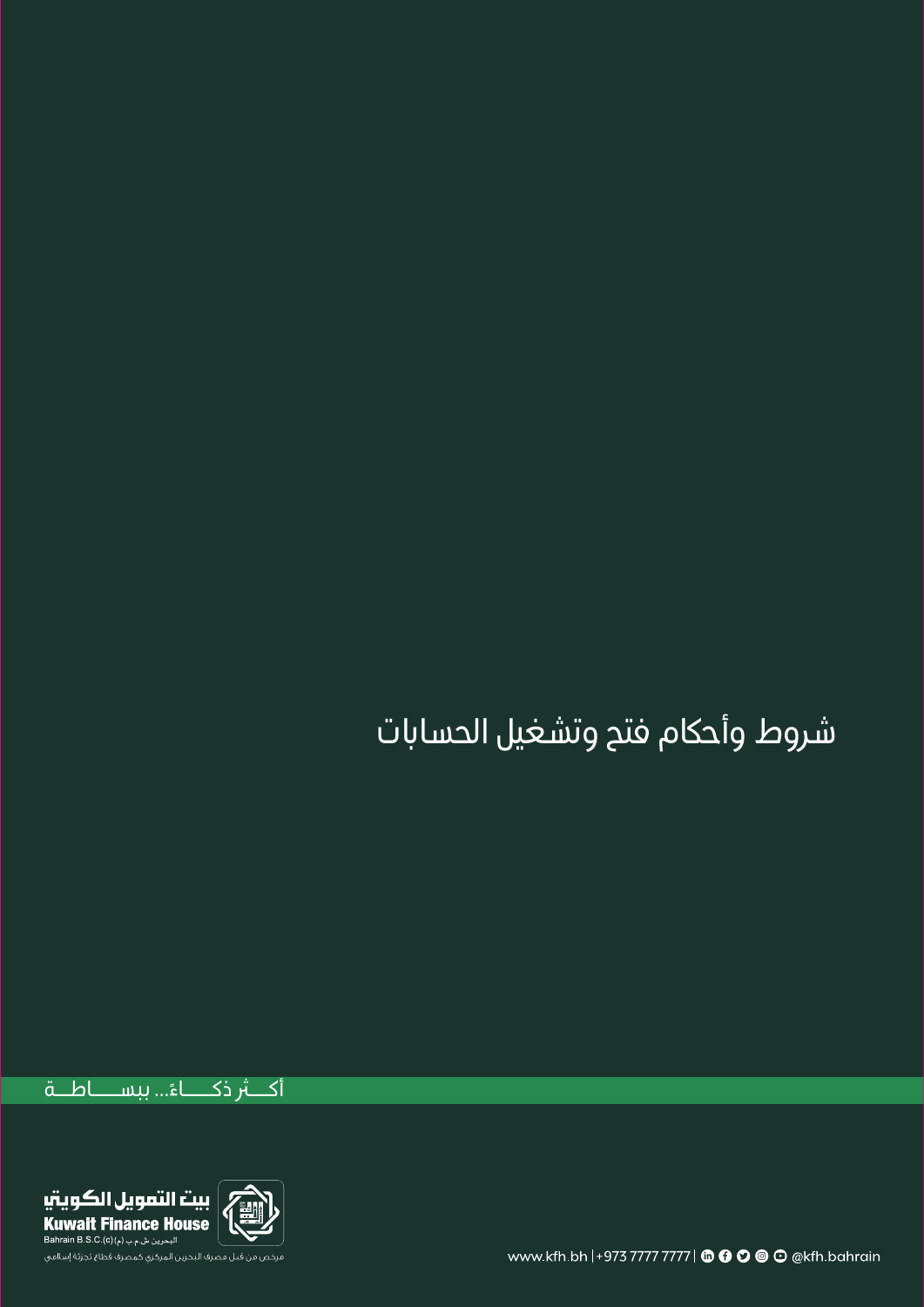# شروط وأحكام فتح وتشغيل الحسابات

أكـــثر ذكـــــاءً... ببســـــاطـــة

بيت التمويل الكويتي
Kuwait Finance House
Bahrain B.S.C.(c) البحرين ش.م.ب (م)

مرخص من قبل مصرف البحرين المركزي كمصرف قطاع تجزئة إسلامي

www.kfh.bh | +973 7777 7777 | @kfh.bahrain